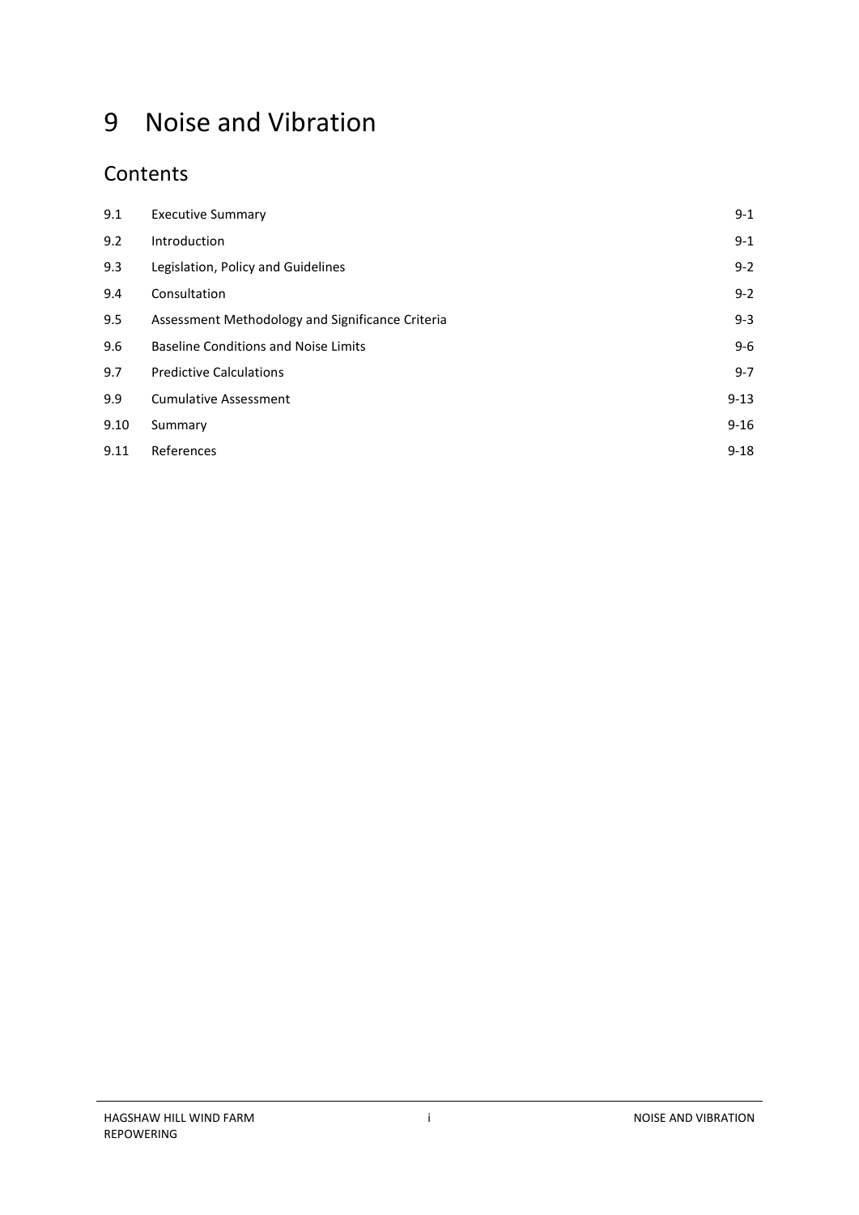# 9 Noise and Vibration

## Contents

| | | |
|---|---|---|
| 9.1 | Executive Summary | 9-1 |
| 9.2 | Introduction | 9-1 |
| 9.3 | Legislation, Policy and Guidelines | 9-2 |
| 9.4 | Consultation | 9-2 |
| 9.5 | Assessment Methodology and Significance Criteria | 9-3 |
| 9.6 | Baseline Conditions and Noise Limits | 9-6 |
| 9.7 | Predictive Calculations | 9-7 |
| 9.9 | Cumulative Assessment | 9-13 |
| 9.10 | Summary | 9-16 |
| 9.11 | References | 9-18 |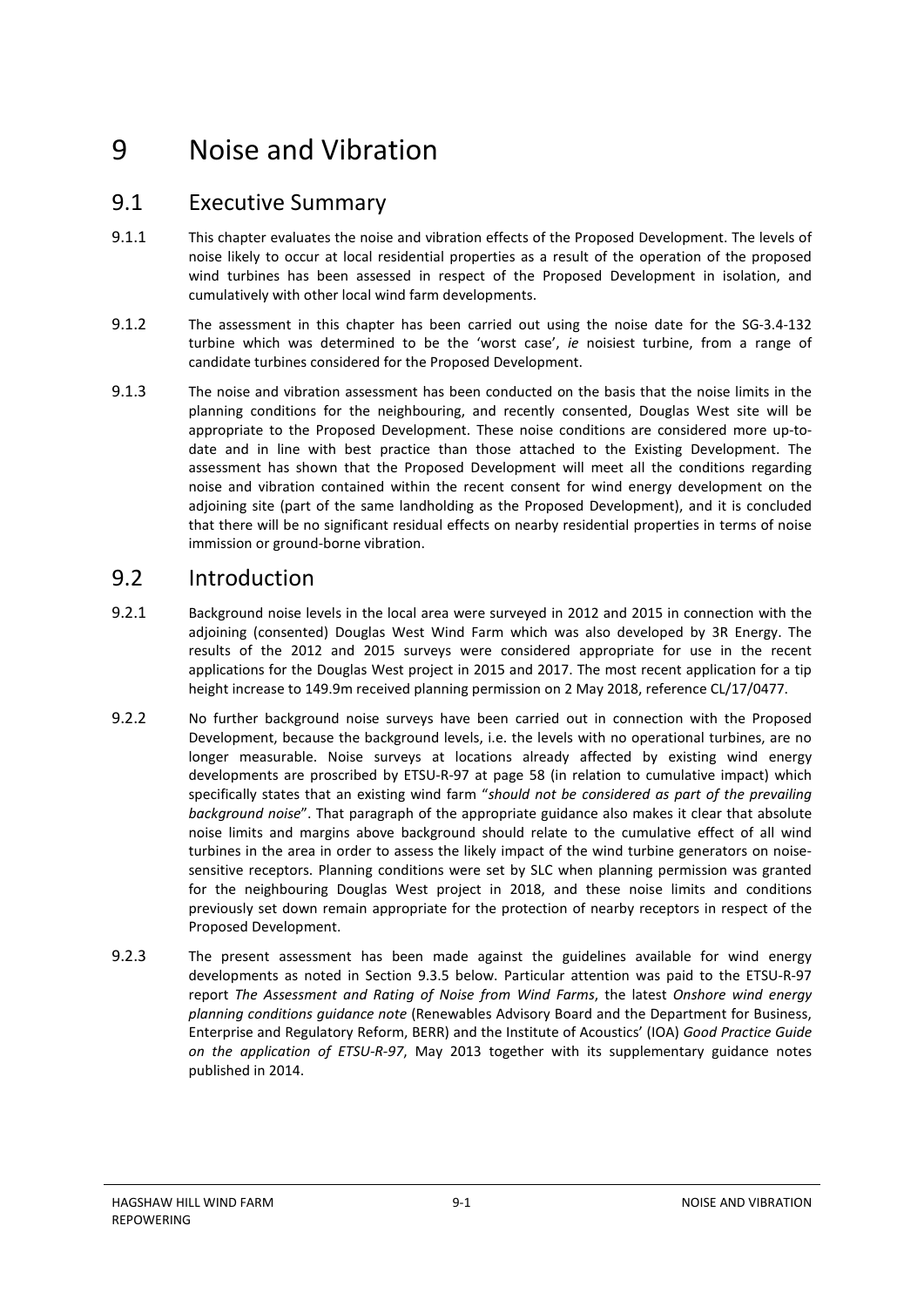# 9 Noise and Vibration

## 9.1 Executive Summary

9.1.1 This chapter evaluates the noise and vibration effects of the Proposed Development. The levels of noise likely to occur at local residential properties as a result of the operation of the proposed wind turbines has been assessed in respect of the Proposed Development in isolation, and cumulatively with other local wind farm developments.

9.1.2 The assessment in this chapter has been carried out using the noise date for the SG-3.4-132 turbine which was determined to be the 'worst case', *ie* noisiest turbine, from a range of candidate turbines considered for the Proposed Development.

9.1.3 The noise and vibration assessment has been conducted on the basis that the noise limits in the planning conditions for the neighbouring, and recently consented, Douglas West site will be appropriate to the Proposed Development. These noise conditions are considered more up-to-date and in line with best practice than those attached to the Existing Development. The assessment has shown that the Proposed Development will meet all the conditions regarding noise and vibration contained within the recent consent for wind energy development on the adjoining site (part of the same landholding as the Proposed Development), and it is concluded that there will be no significant residual effects on nearby residential properties in terms of noise immission or ground-borne vibration.

## 9.2 Introduction

9.2.1 Background noise levels in the local area were surveyed in 2012 and 2015 in connection with the adjoining (consented) Douglas West Wind Farm which was also developed by 3R Energy. The results of the 2012 and 2015 surveys were considered appropriate for use in the recent applications for the Douglas West project in 2015 and 2017. The most recent application for a tip height increase to 149.9m received planning permission on 2 May 2018, reference CL/17/0477.

9.2.2 No further background noise surveys have been carried out in connection with the Proposed Development, because the background levels, i.e. the levels with no operational turbines, are no longer measurable. Noise surveys at locations already affected by existing wind energy developments are proscribed by ETSU-R-97 at page 58 (in relation to cumulative impact) which specifically states that an existing wind farm "*should not be considered as part of the prevailing background noise*". That paragraph of the appropriate guidance also makes it clear that absolute noise limits and margins above background should relate to the cumulative effect of all wind turbines in the area in order to assess the likely impact of the wind turbine generators on noise-sensitive receptors. Planning conditions were set by SLC when planning permission was granted for the neighbouring Douglas West project in 2018, and these noise limits and conditions previously set down remain appropriate for the protection of nearby receptors in respect of the Proposed Development.

9.2.3 The present assessment has been made against the guidelines available for wind energy developments as noted in Section 9.3.5 below. Particular attention was paid to the ETSU-R-97 report *The Assessment and Rating of Noise from Wind Farms*, the latest *Onshore wind energy planning conditions guidance note* (Renewables Advisory Board and the Department for Business, Enterprise and Regulatory Reform, BERR) and the Institute of Acoustics' (IOA) *Good Practice Guide on the application of ETSU-R-97*, May 2013 together with its supplementary guidance notes published in 2014.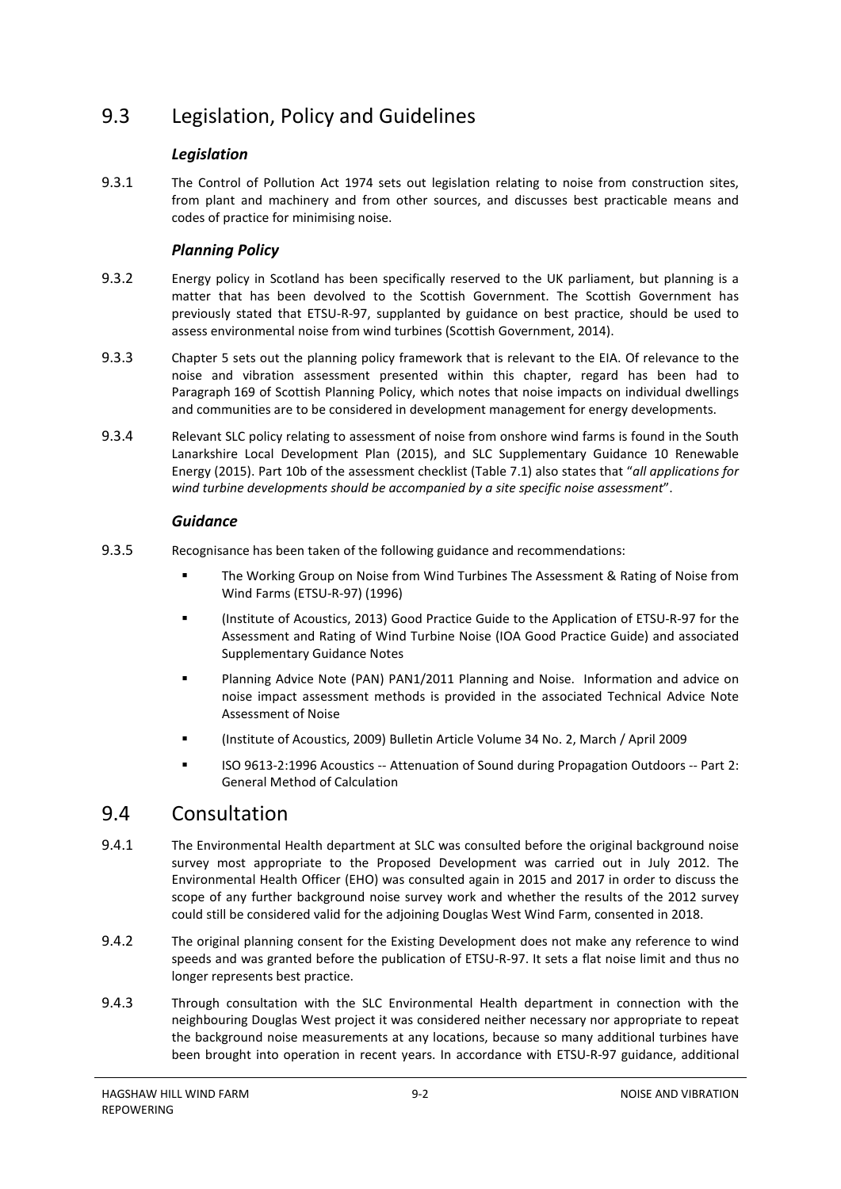## 9.3 Legislation, Policy and Guidelines

### *Legislation*

9.3.1 The Control of Pollution Act 1974 sets out legislation relating to noise from construction sites, from plant and machinery and from other sources, and discusses best practicable means and codes of practice for minimising noise.

### *Planning Policy*

9.3.2 Energy policy in Scotland has been specifically reserved to the UK parliament, but planning is a matter that has been devolved to the Scottish Government. The Scottish Government has previously stated that ETSU-R-97, supplanted by guidance on best practice, should be used to assess environmental noise from wind turbines (Scottish Government, 2014).

9.3.3 Chapter 5 sets out the planning policy framework that is relevant to the EIA. Of relevance to the noise and vibration assessment presented within this chapter, regard has been had to Paragraph 169 of Scottish Planning Policy, which notes that noise impacts on individual dwellings and communities are to be considered in development management for energy developments.

9.3.4 Relevant SLC policy relating to assessment of noise from onshore wind farms is found in the South Lanarkshire Local Development Plan (2015), and SLC Supplementary Guidance 10 Renewable Energy (2015). Part 10b of the assessment checklist (Table 7.1) also states that "*all applications for wind turbine developments should be accompanied by a site specific noise assessment*".

### *Guidance*

9.3.5 Recognisance has been taken of the following guidance and recommendations:

- The Working Group on Noise from Wind Turbines The Assessment & Rating of Noise from Wind Farms (ETSU-R-97) (1996)
- (Institute of Acoustics, 2013) Good Practice Guide to the Application of ETSU-R-97 for the Assessment and Rating of Wind Turbine Noise (IOA Good Practice Guide) and associated Supplementary Guidance Notes
- Planning Advice Note (PAN) PAN1/2011 Planning and Noise. Information and advice on noise impact assessment methods is provided in the associated Technical Advice Note Assessment of Noise
- (Institute of Acoustics, 2009) Bulletin Article Volume 34 No. 2, March / April 2009
- ISO 9613-2:1996 Acoustics -- Attenuation of Sound during Propagation Outdoors -- Part 2: General Method of Calculation

## 9.4 Consultation

9.4.1 The Environmental Health department at SLC was consulted before the original background noise survey most appropriate to the Proposed Development was carried out in July 2012. The Environmental Health Officer (EHO) was consulted again in 2015 and 2017 in order to discuss the scope of any further background noise survey work and whether the results of the 2012 survey could still be considered valid for the adjoining Douglas West Wind Farm, consented in 2018.

9.4.2 The original planning consent for the Existing Development does not make any reference to wind speeds and was granted before the publication of ETSU-R-97. It sets a flat noise limit and thus no longer represents best practice.

9.4.3 Through consultation with the SLC Environmental Health department in connection with the neighbouring Douglas West project it was considered neither necessary nor appropriate to repeat the background noise measurements at any locations, because so many additional turbines have been brought into operation in recent years. In accordance with ETSU-R-97 guidance, additional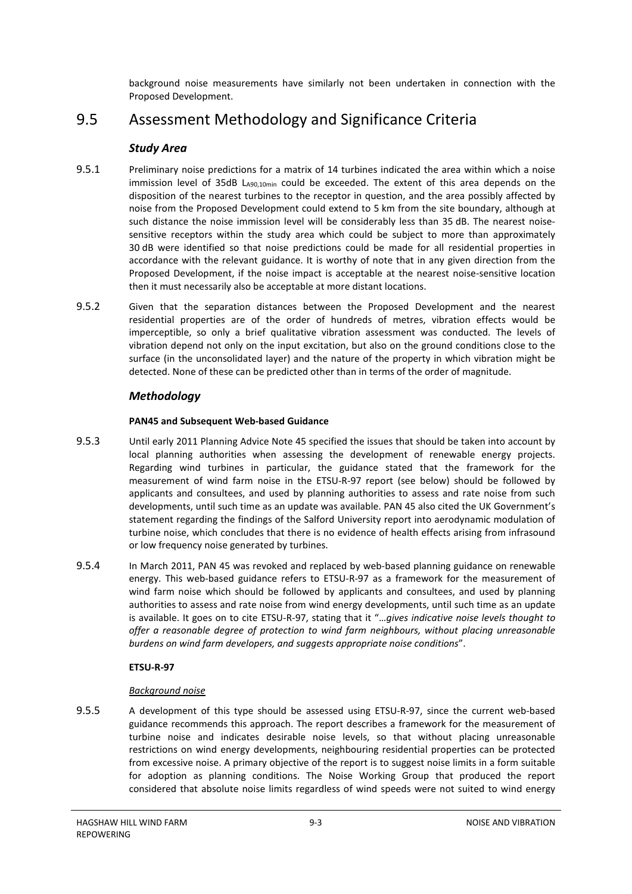background noise measurements have similarly not been undertaken in connection with the Proposed Development.

## 9.5 Assessment Methodology and Significance Criteria

### *Study Area*

9.5.1 Preliminary noise predictions for a matrix of 14 turbines indicated the area within which a noise immission level of 35dB $L_{A90,10min}$ could be exceeded. The extent of this area depends on the disposition of the nearest turbines to the receptor in question, and the area possibly affected by noise from the Proposed Development could extend to 5 km from the site boundary, although at such distance the noise immission level will be considerably less than 35 dB. The nearest noise-sensitive receptors within the study area which could be subject to more than approximately 30 dB were identified so that noise predictions could be made for all residential properties in accordance with the relevant guidance. It is worthy of note that in any given direction from the Proposed Development, if the noise impact is acceptable at the nearest noise-sensitive location then it must necessarily also be acceptable at more distant locations.

9.5.2 Given that the separation distances between the Proposed Development and the nearest residential properties are of the order of hundreds of metres, vibration effects would be imperceptible, so only a brief qualitative vibration assessment was conducted. The levels of vibration depend not only on the input excitation, but also on the ground conditions close to the surface (in the unconsolidated layer) and the nature of the property in which vibration might be detected. None of these can be predicted other than in terms of the order of magnitude.

### *Methodology*

#### PAN45 and Subsequent Web-based Guidance

9.5.3 Until early 2011 Planning Advice Note 45 specified the issues that should be taken into account by local planning authorities when assessing the development of renewable energy projects. Regarding wind turbines in particular, the guidance stated that the framework for the measurement of wind farm noise in the ETSU-R-97 report (see below) should be followed by applicants and consultees, and used by planning authorities to assess and rate noise from such developments, until such time as an update was available. PAN 45 also cited the UK Government's statement regarding the findings of the Salford University report into aerodynamic modulation of turbine noise, which concludes that there is no evidence of health effects arising from infrasound or low frequency noise generated by turbines.

9.5.4 In March 2011, PAN 45 was revoked and replaced by web-based planning guidance on renewable energy. This web-based guidance refers to ETSU-R-97 as a framework for the measurement of wind farm noise which should be followed by applicants and consultees, and used by planning authorities to assess and rate noise from wind energy developments, until such time as an update is available. It goes on to cite ETSU-R-97, stating that it "*…gives indicative noise levels thought to offer a reasonable degree of protection to wind farm neighbours, without placing unreasonable burdens on wind farm developers, and suggests appropriate noise conditions*".

#### ETSU-R-97

*Background noise*

9.5.5 A development of this type should be assessed using ETSU-R-97, since the current web-based guidance recommends this approach. The report describes a framework for the measurement of turbine noise and indicates desirable noise levels, so that without placing unreasonable restrictions on wind energy developments, neighbouring residential properties can be protected from excessive noise. A primary objective of the report is to suggest noise limits in a form suitable for adoption as planning conditions. The Noise Working Group that produced the report considered that absolute noise limits regardless of wind speeds were not suited to wind energy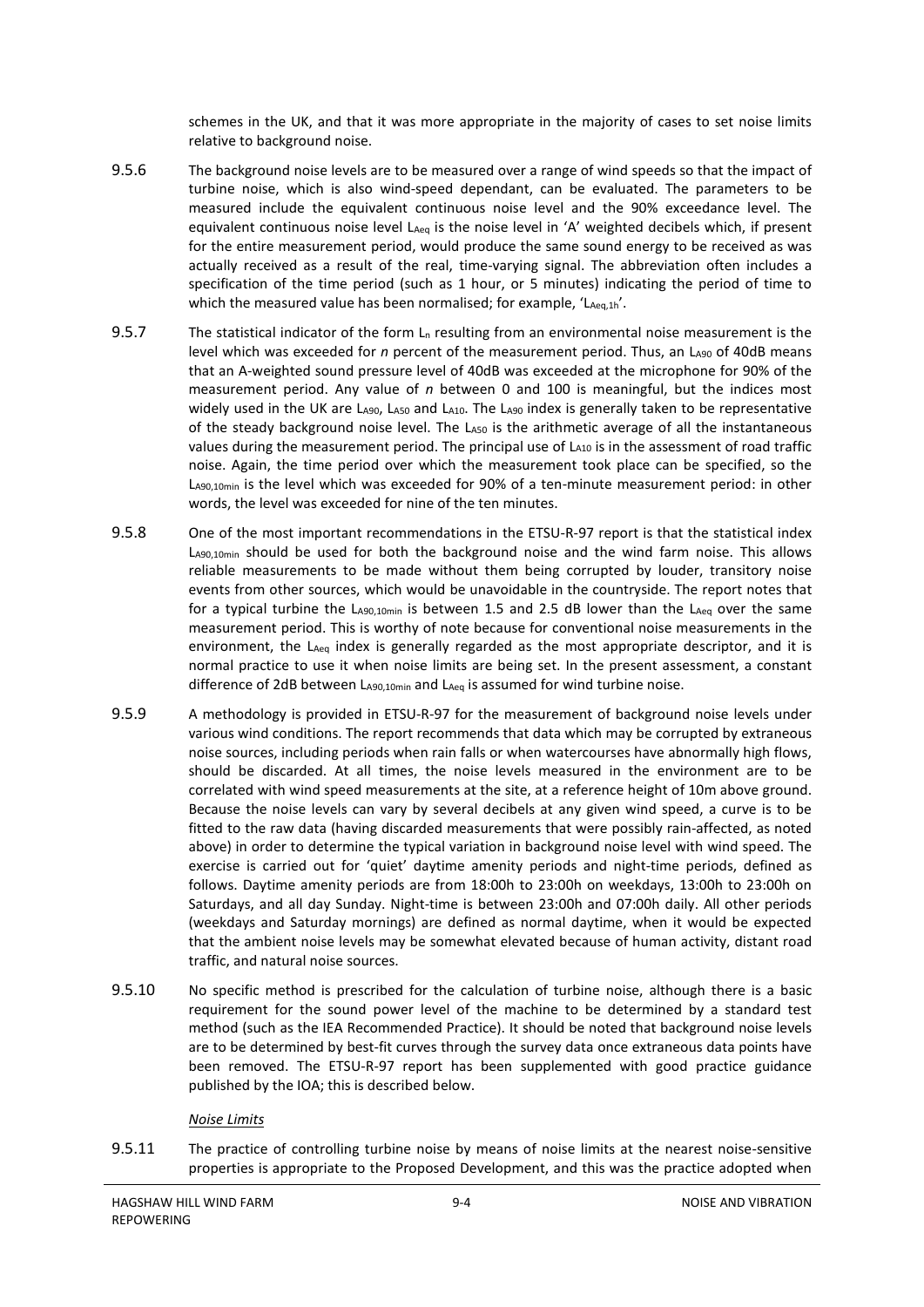schemes in the UK, and that it was more appropriate in the majority of cases to set noise limits relative to background noise.

9.5.6 The background noise levels are to be measured over a range of wind speeds so that the impact of turbine noise, which is also wind-speed dependant, can be evaluated. The parameters to be measured include the equivalent continuous noise level and the 90% exceedance level. The equivalent continuous noise level $L_{Aeq}$ is the noise level in 'A' weighted decibels which, if present for the entire measurement period, would produce the same sound energy to be received as was actually received as a result of the real, time-varying signal. The abbreviation often includes a specification of the time period (such as 1 hour, or 5 minutes) indicating the period of time to which the measured value has been normalised; for example, '$L_{Aeq,1h}$'.

9.5.7 The statistical indicator of the form $L_n$ resulting from an environmental noise measurement is the level which was exceeded for *n* percent of the measurement period. Thus, an $L_{A90}$ of 40dB means that an A-weighted sound pressure level of 40dB was exceeded at the microphone for 90% of the measurement period. Any value of *n* between 0 and 100 is meaningful, but the indices most widely used in the UK are $L_{A90}$, $L_{A50}$ and $L_{A10}$. The $L_{A90}$ index is generally taken to be representative of the steady background noise level. The $L_{A50}$ is the arithmetic average of all the instantaneous values during the measurement period. The principal use of $L_{A10}$ is in the assessment of road traffic noise. Again, the time period over which the measurement took place can be specified, so the $L_{A90,10min}$ is the level which was exceeded for 90% of a ten-minute measurement period: in other words, the level was exceeded for nine of the ten minutes.

9.5.8 One of the most important recommendations in the ETSU-R-97 report is that the statistical index $L_{A90,10min}$ should be used for both the background noise and the wind farm noise. This allows reliable measurements to be made without them being corrupted by louder, transitory noise events from other sources, which would be unavoidable in the countryside. The report notes that for a typical turbine the $L_{A90,10min}$ is between 1.5 and 2.5 dB lower than the $L_{Aeq}$ over the same measurement period. This is worthy of note because for conventional noise measurements in the environment, the $L_{Aeq}$ index is generally regarded as the most appropriate descriptor, and it is normal practice to use it when noise limits are being set. In the present assessment, a constant difference of 2dB between $L_{A90,10min}$ and $L_{Aeq}$ is assumed for wind turbine noise.

9.5.9 A methodology is provided in ETSU-R-97 for the measurement of background noise levels under various wind conditions. The report recommends that data which may be corrupted by extraneous noise sources, including periods when rain falls or when watercourses have abnormally high flows, should be discarded. At all times, the noise levels measured in the environment are to be correlated with wind speed measurements at the site, at a reference height of 10m above ground. Because the noise levels can vary by several decibels at any given wind speed, a curve is to be fitted to the raw data (having discarded measurements that were possibly rain-affected, as noted above) in order to determine the typical variation in background noise level with wind speed. The exercise is carried out for 'quiet' daytime amenity periods and night-time periods, defined as follows. Daytime amenity periods are from 18:00h to 23:00h on weekdays, 13:00h to 23:00h on Saturdays, and all day Sunday. Night-time is between 23:00h and 07:00h daily. All other periods (weekdays and Saturday mornings) are defined as normal daytime, when it would be expected that the ambient noise levels may be somewhat elevated because of human activity, distant road traffic, and natural noise sources.

9.5.10 No specific method is prescribed for the calculation of turbine noise, although there is a basic requirement for the sound power level of the machine to be determined by a standard test method (such as the IEA Recommended Practice). It should be noted that background noise levels are to be determined by best-fit curves through the survey data once extraneous data points have been removed. The ETSU-R-97 report has been supplemented with good practice guidance published by the IOA; this is described below.

*Noise Limits*

9.5.11 The practice of controlling turbine noise by means of noise limits at the nearest noise-sensitive properties is appropriate to the Proposed Development, and this was the practice adopted when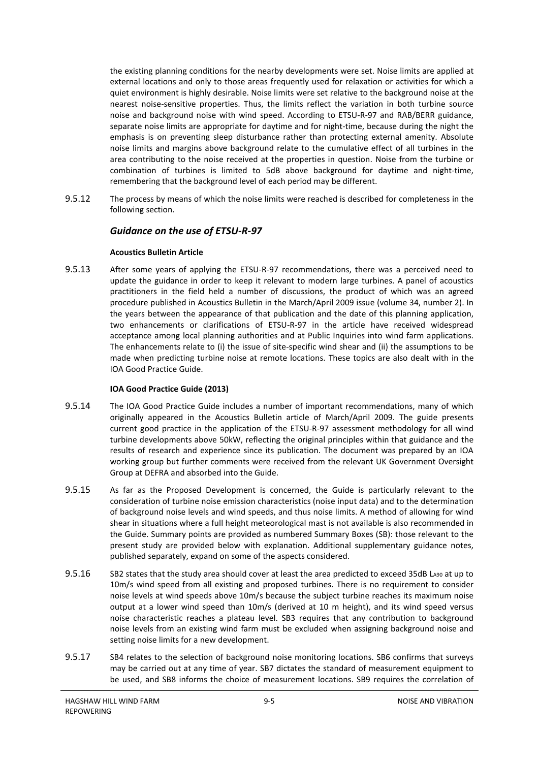the existing planning conditions for the nearby developments were set. Noise limits are applied at external locations and only to those areas frequently used for relaxation or activities for which a quiet environment is highly desirable. Noise limits were set relative to the background noise at the nearest noise-sensitive properties. Thus, the limits reflect the variation in both turbine source noise and background noise with wind speed. According to ETSU-R-97 and RAB/BERR guidance, separate noise limits are appropriate for daytime and for night-time, because during the night the emphasis is on preventing sleep disturbance rather than protecting external amenity. Absolute noise limits and margins above background relate to the cumulative effect of all turbines in the area contributing to the noise received at the properties in question. Noise from the turbine or combination of turbines is limited to 5dB above background for daytime and night-time, remembering that the background level of each period may be different.

9.5.12 The process by means of which the noise limits were reached is described for completeness in the following section.

### *Guidance on the use of ETSU-R-97*

**Acoustics Bulletin Article**

9.5.13 After some years of applying the ETSU-R-97 recommendations, there was a perceived need to update the guidance in order to keep it relevant to modern large turbines. A panel of acoustics practitioners in the field held a number of discussions, the product of which was an agreed procedure published in Acoustics Bulletin in the March/April 2009 issue (volume 34, number 2). In the years between the appearance of that publication and the date of this planning application, two enhancements or clarifications of ETSU-R-97 in the article have received widespread acceptance among local planning authorities and at Public Inquiries into wind farm applications. The enhancements relate to (i) the issue of site-specific wind shear and (ii) the assumptions to be made when predicting turbine noise at remote locations. These topics are also dealt with in the IOA Good Practice Guide.

**IOA Good Practice Guide (2013)**

9.5.14 The IOA Good Practice Guide includes a number of important recommendations, many of which originally appeared in the Acoustics Bulletin article of March/April 2009. The guide presents current good practice in the application of the ETSU-R-97 assessment methodology for all wind turbine developments above 50kW, reflecting the original principles within that guidance and the results of research and experience since its publication. The document was prepared by an IOA working group but further comments were received from the relevant UK Government Oversight Group at DEFRA and absorbed into the Guide.

9.5.15 As far as the Proposed Development is concerned, the Guide is particularly relevant to the consideration of turbine noise emission characteristics (noise input data) and to the determination of background noise levels and wind speeds, and thus noise limits. A method of allowing for wind shear in situations where a full height meteorological mast is not available is also recommended in the Guide. Summary points are provided as numbered Summary Boxes (SB): those relevant to the present study are provided below with explanation. Additional supplementary guidance notes, published separately, expand on some of the aspects considered.

9.5.16 SB2 states that the study area should cover at least the area predicted to exceed 35dB $L_{A90}$ at up to 10m/s wind speed from all existing and proposed turbines. There is no requirement to consider noise levels at wind speeds above 10m/s because the subject turbine reaches its maximum noise output at a lower wind speed than 10m/s (derived at 10 m height), and its wind speed versus noise characteristic reaches a plateau level. SB3 requires that any contribution to background noise levels from an existing wind farm must be excluded when assigning background noise and setting noise limits for a new development.

9.5.17 SB4 relates to the selection of background noise monitoring locations. SB6 confirms that surveys may be carried out at any time of year. SB7 dictates the standard of measurement equipment to be used, and SB8 informs the choice of measurement locations. SB9 requires the correlation of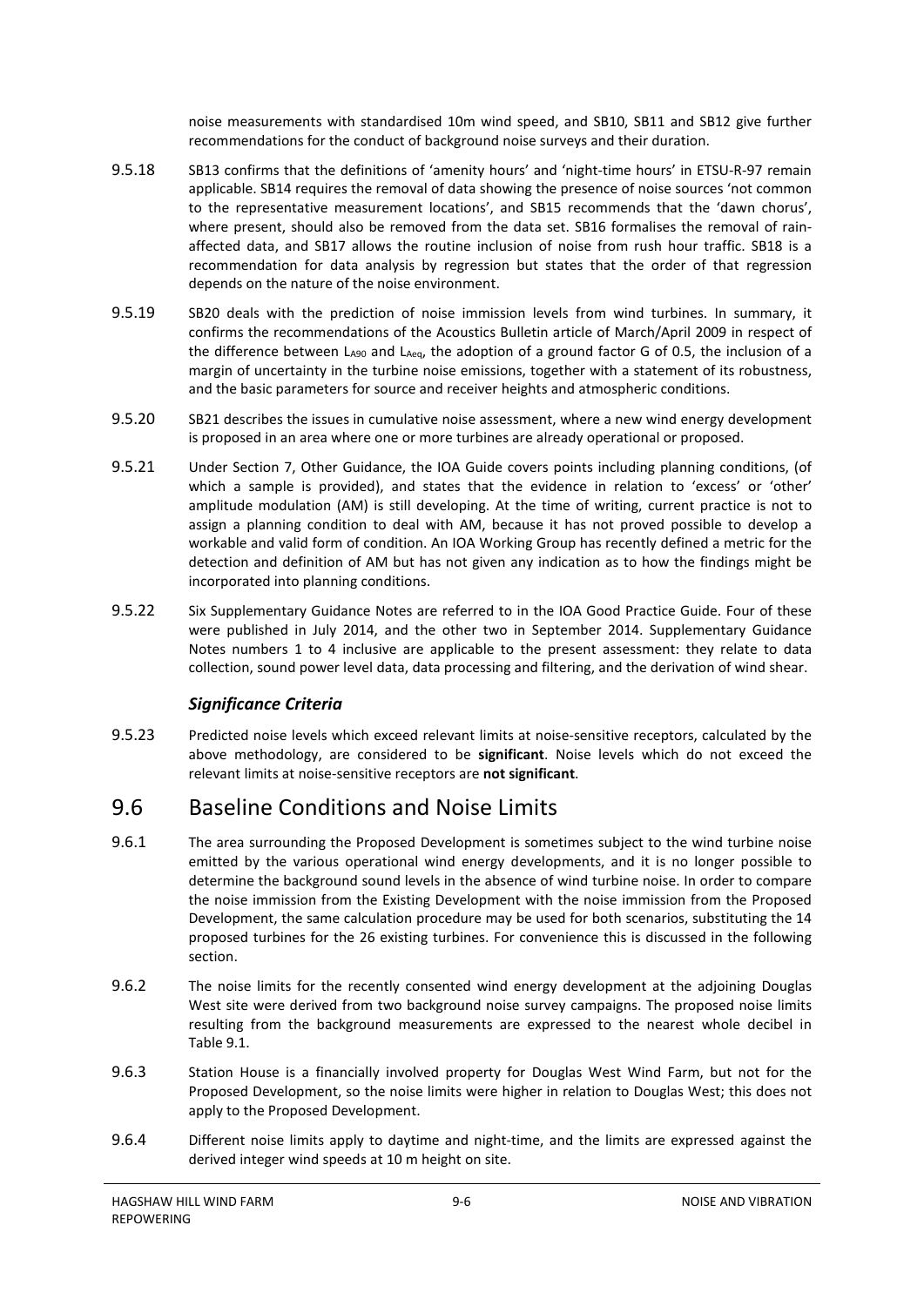noise measurements with standardised 10m wind speed, and SB10, SB11 and SB12 give further recommendations for the conduct of background noise surveys and their duration.

9.5.18 SB13 confirms that the definitions of 'amenity hours' and 'night-time hours' in ETSU-R-97 remain applicable. SB14 requires the removal of data showing the presence of noise sources 'not common to the representative measurement locations', and SB15 recommends that the 'dawn chorus', where present, should also be removed from the data set. SB16 formalises the removal of rain-affected data, and SB17 allows the routine inclusion of noise from rush hour traffic. SB18 is a recommendation for data analysis by regression but states that the order of that regression depends on the nature of the noise environment.

9.5.19 SB20 deals with the prediction of noise immission levels from wind turbines. In summary, it confirms the recommendations of the Acoustics Bulletin article of March/April 2009 in respect of the difference between $L_{A90}$ and $L_{Aeq}$, the adoption of a ground factor G of 0.5, the inclusion of a margin of uncertainty in the turbine noise emissions, together with a statement of its robustness, and the basic parameters for source and receiver heights and atmospheric conditions.

9.5.20 SB21 describes the issues in cumulative noise assessment, where a new wind energy development is proposed in an area where one or more turbines are already operational or proposed.

9.5.21 Under Section 7, Other Guidance, the IOA Guide covers points including planning conditions, (of which a sample is provided), and states that the evidence in relation to 'excess' or 'other' amplitude modulation (AM) is still developing. At the time of writing, current practice is not to assign a planning condition to deal with AM, because it has not proved possible to develop a workable and valid form of condition. An IOA Working Group has recently defined a metric for the detection and definition of AM but has not given any indication as to how the findings might be incorporated into planning conditions.

9.5.22 Six Supplementary Guidance Notes are referred to in the IOA Good Practice Guide. Four of these were published in July 2014, and the other two in September 2014. Supplementary Guidance Notes numbers 1 to 4 inclusive are applicable to the present assessment: they relate to data collection, sound power level data, data processing and filtering, and the derivation of wind shear.

### *Significance Criteria*

9.5.23 Predicted noise levels which exceed relevant limits at noise-sensitive receptors, calculated by the above methodology, are considered to be **significant**. Noise levels which do not exceed the relevant limits at noise-sensitive receptors are **not significant**.

## 9.6 Baseline Conditions and Noise Limits

9.6.1 The area surrounding the Proposed Development is sometimes subject to the wind turbine noise emitted by the various operational wind energy developments, and it is no longer possible to determine the background sound levels in the absence of wind turbine noise. In order to compare the noise immission from the Existing Development with the noise immission from the Proposed Development, the same calculation procedure may be used for both scenarios, substituting the 14 proposed turbines for the 26 existing turbines. For convenience this is discussed in the following section.

9.6.2 The noise limits for the recently consented wind energy development at the adjoining Douglas West site were derived from two background noise survey campaigns. The proposed noise limits resulting from the background measurements are expressed to the nearest whole decibel in Table 9.1.

9.6.3 Station House is a financially involved property for Douglas West Wind Farm, but not for the Proposed Development, so the noise limits were higher in relation to Douglas West; this does not apply to the Proposed Development.

9.6.4 Different noise limits apply to daytime and night-time, and the limits are expressed against the derived integer wind speeds at 10 m height on site.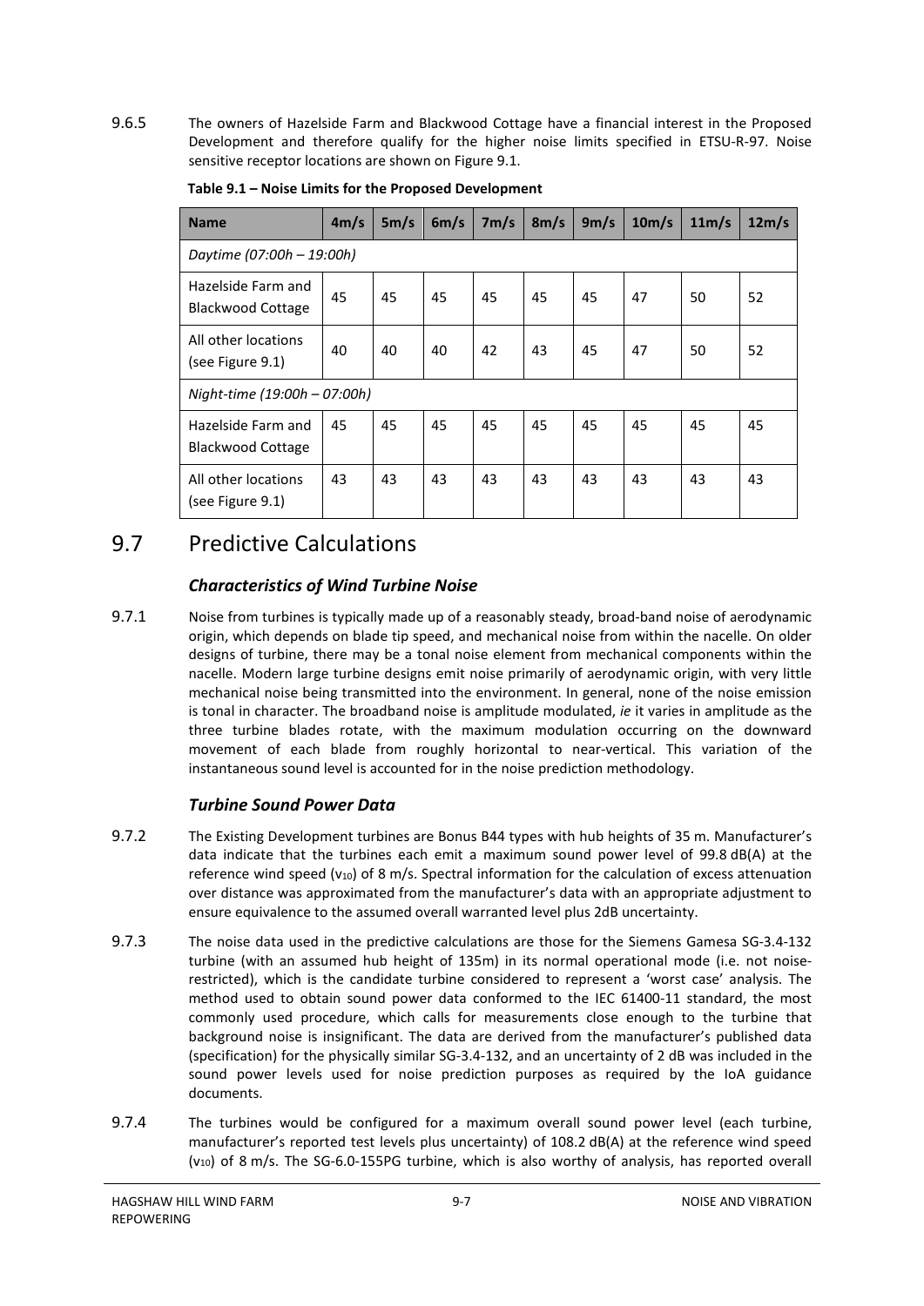9.6.5 The owners of Hazelside Farm and Blackwood Cottage have a financial interest in the Proposed Development and therefore qualify for the higher noise limits specified in ETSU-R-97. Noise sensitive receptor locations are shown on Figure 9.1.

**Table 9.1 – Noise Limits for the Proposed Development**

| Name | 4m/s | 5m/s | 6m/s | 7m/s | 8m/s | 9m/s | 10m/s | 11m/s | 12m/s |
|---|---|---|---|---|---|---|---|---|---|
| *Daytime (07:00h – 19:00h)* | | | | | | | | | |
| Hazelside Farm and Blackwood Cottage | 45 | 45 | 45 | 45 | 45 | 45 | 47 | 50 | 52 |
| All other locations (see Figure 9.1) | 40 | 40 | 40 | 42 | 43 | 45 | 47 | 50 | 52 |
| *Night-time (19:00h – 07:00h)* | | | | | | | | | |
| Hazelside Farm and Blackwood Cottage | 45 | 45 | 45 | 45 | 45 | 45 | 45 | 45 | 45 |
| All other locations (see Figure 9.1) | 43 | 43 | 43 | 43 | 43 | 43 | 43 | 43 | 43 |

## 9.7 Predictive Calculations

### *Characteristics of Wind Turbine Noise*

9.7.1 Noise from turbines is typically made up of a reasonably steady, broad-band noise of aerodynamic origin, which depends on blade tip speed, and mechanical noise from within the nacelle. On older designs of turbine, there may be a tonal noise element from mechanical components within the nacelle. Modern large turbine designs emit noise primarily of aerodynamic origin, with very little mechanical noise being transmitted into the environment. In general, none of the noise emission is tonal in character. The broadband noise is amplitude modulated, *ie* it varies in amplitude as the three turbine blades rotate, with the maximum modulation occurring on the downward movement of each blade from roughly horizontal to near-vertical. This variation of the instantaneous sound level is accounted for in the noise prediction methodology.

### *Turbine Sound Power Data*

9.7.2 The Existing Development turbines are Bonus B44 types with hub heights of 35 m. Manufacturer's data indicate that the turbines each emit a maximum sound power level of 99.8 dB(A) at the reference wind speed ($v_{10}$) of 8 m/s. Spectral information for the calculation of excess attenuation over distance was approximated from the manufacturer's data with an appropriate adjustment to ensure equivalence to the assumed overall warranted level plus 2dB uncertainty.

9.7.3 The noise data used in the predictive calculations are those for the Siemens Gamesa SG-3.4-132 turbine (with an assumed hub height of 135m) in its normal operational mode (i.e. not noise-restricted), which is the candidate turbine considered to represent a 'worst case' analysis. The method used to obtain sound power data conformed to the IEC 61400-11 standard, the most commonly used procedure, which calls for measurements close enough to the turbine that background noise is insignificant. The data are derived from the manufacturer's published data (specification) for the physically similar SG-3.4-132, and an uncertainty of 2 dB was included in the sound power levels used for noise prediction purposes as required by the IoA guidance documents.

9.7.4 The turbines would be configured for a maximum overall sound power level (each turbine, manufacturer's reported test levels plus uncertainty) of 108.2 dB(A) at the reference wind speed ($v_{10}$) of 8 m/s. The SG-6.0-155PG turbine, which is also worthy of analysis, has reported overall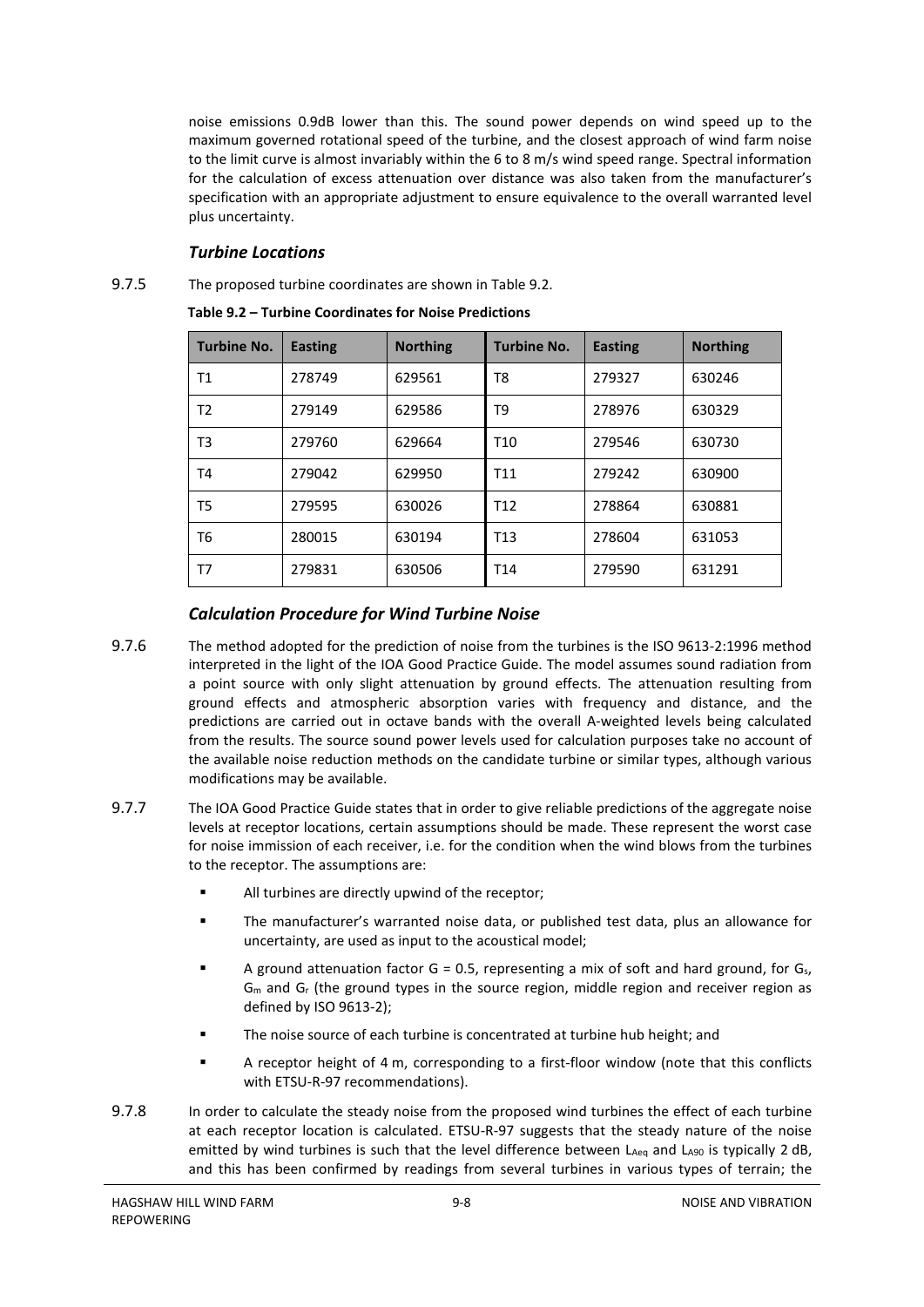noise emissions 0.9dB lower than this. The sound power depends on wind speed up to the maximum governed rotational speed of the turbine, and the closest approach of wind farm noise to the limit curve is almost invariably within the 6 to 8 m/s wind speed range. Spectral information for the calculation of excess attenuation over distance was also taken from the manufacturer's specification with an appropriate adjustment to ensure equivalence to the overall warranted level plus uncertainty.

### *Turbine Locations*

9.7.5 The proposed turbine coordinates are shown in Table 9.2.

**Table 9.2 – Turbine Coordinates for Noise Predictions**

| Turbine No. | Easting | Northing | Turbine No. | Easting | Northing |
|---|---|---|---|---|---|
| T1 | 278749 | 629561 | T8 | 279327 | 630246 |
| T2 | 279149 | 629586 | T9 | 278976 | 630329 |
| T3 | 279760 | 629664 | T10 | 279546 | 630730 |
| T4 | 279042 | 629950 | T11 | 279242 | 630900 |
| T5 | 279595 | 630026 | T12 | 278864 | 630881 |
| T6 | 280015 | 630194 | T13 | 278604 | 631053 |
| T7 | 279831 | 630506 | T14 | 279590 | 631291 |

### *Calculation Procedure for Wind Turbine Noise*

9.7.6 The method adopted for the prediction of noise from the turbines is the ISO 9613-2:1996 method interpreted in the light of the IOA Good Practice Guide. The model assumes sound radiation from a point source with only slight attenuation by ground effects. The attenuation resulting from ground effects and atmospheric absorption varies with frequency and distance, and the predictions are carried out in octave bands with the overall A-weighted levels being calculated from the results. The source sound power levels used for calculation purposes take no account of the available noise reduction methods on the candidate turbine or similar types, although various modifications may be available.

9.7.7 The IOA Good Practice Guide states that in order to give reliable predictions of the aggregate noise levels at receptor locations, certain assumptions should be made. These represent the worst case for noise immission of each receiver, i.e. for the condition when the wind blows from the turbines to the receptor. The assumptions are:

- All turbines are directly upwind of the receptor;
- The manufacturer's warranted noise data, or published test data, plus an allowance for uncertainty, are used as input to the acoustical model;
- A ground attenuation factor G = 0.5, representing a mix of soft and hard ground, for $G_s$, $G_m$ and $G_r$ (the ground types in the source region, middle region and receiver region as defined by ISO 9613-2);
- The noise source of each turbine is concentrated at turbine hub height; and
- A receptor height of 4 m, corresponding to a first-floor window (note that this conflicts with ETSU-R-97 recommendations).

9.7.8 In order to calculate the steady noise from the proposed wind turbines the effect of each turbine at each receptor location is calculated. ETSU-R-97 suggests that the steady nature of the noise emitted by wind turbines is such that the level difference between $L_{Aeq}$ and $L_{A90}$ is typically 2 dB, and this has been confirmed by readings from several turbines in various types of terrain; the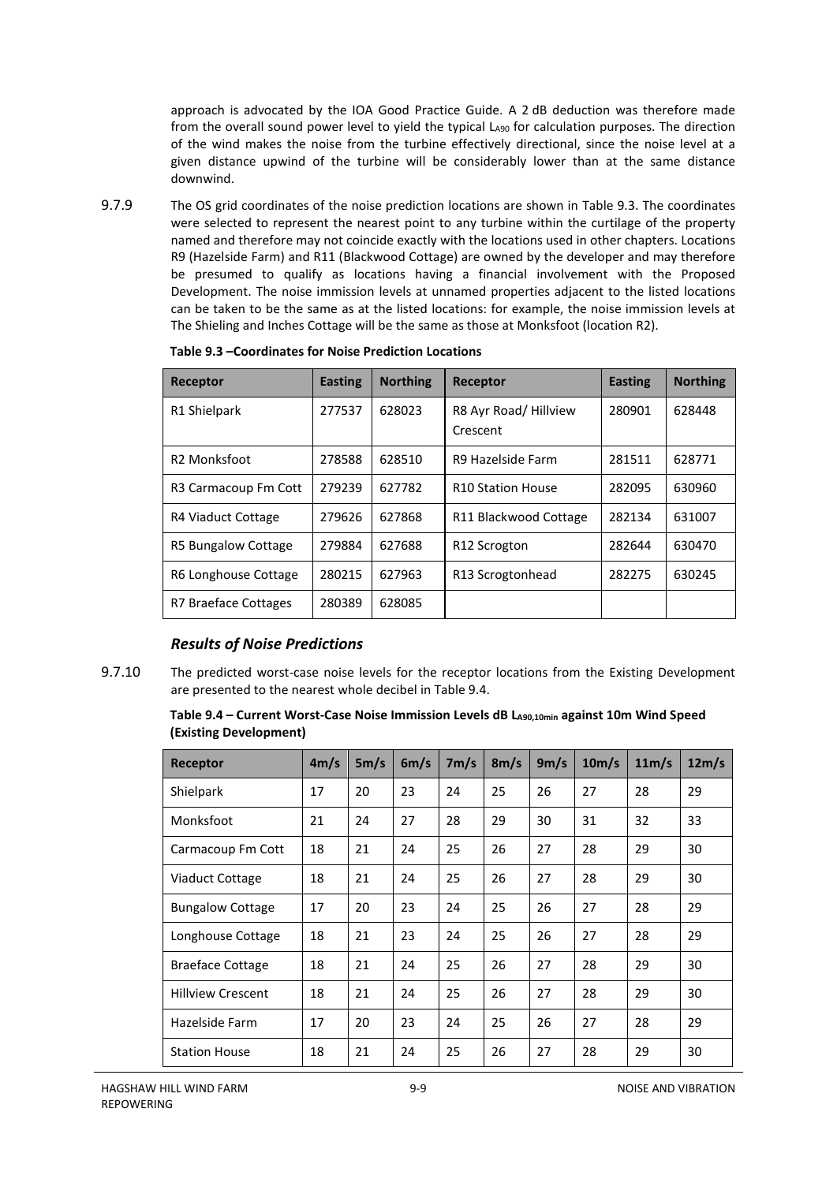approach is advocated by the IOA Good Practice Guide. A 2 dB deduction was therefore made from the overall sound power level to yield the typical $L_{A90}$ for calculation purposes. The direction of the wind makes the noise from the turbine effectively directional, since the noise level at a given distance upwind of the turbine will be considerably lower than at the same distance downwind.

9.7.9 The OS grid coordinates of the noise prediction locations are shown in Table 9.3. The coordinates were selected to represent the nearest point to any turbine within the curtilage of the property named and therefore may not coincide exactly with the locations used in other chapters. Locations R9 (Hazelside Farm) and R11 (Blackwood Cottage) are owned by the developer and may therefore be presumed to qualify as locations having a financial involvement with the Proposed Development. The noise immission levels at unnamed properties adjacent to the listed locations can be taken to be the same as at the listed locations: for example, the noise immission levels at The Shieling and Inches Cottage will be the same as those at Monksfoot (location R2).

**Table 9.3 –Coordinates for Noise Prediction Locations**

| Receptor | Easting | Northing | Receptor | Easting | Northing |
|---|---|---|---|---|---|
| R1 Shielpark | 277537 | 628023 | R8 Ayr Road/ Hillview Crescent | 280901 | 628448 |
| R2 Monksfoot | 278588 | 628510 | R9 Hazelside Farm | 281511 | 628771 |
| R3 Carmacoup Fm Cott | 279239 | 627782 | R10 Station House | 282095 | 630960 |
| R4 Viaduct Cottage | 279626 | 627868 | R11 Blackwood Cottage | 282134 | 631007 |
| R5 Bungalow Cottage | 279884 | 627688 | R12 Scrogton | 282644 | 630470 |
| R6 Longhouse Cottage | 280215 | 627963 | R13 Scrogtonhead | 282275 | 630245 |
| R7 Braeface Cottages | 280389 | 628085 | | | |

### *Results of Noise Predictions*

9.7.10 The predicted worst-case noise levels for the receptor locations from the Existing Development are presented to the nearest whole decibel in Table 9.4.

**Table 9.4 – Current Worst-Case Noise Immission Levels dB $L_{A90,10min}$ against 10m Wind Speed (Existing Development)**

| Receptor | 4m/s | 5m/s | 6m/s | 7m/s | 8m/s | 9m/s | 10m/s | 11m/s | 12m/s |
|---|---|---|---|---|---|---|---|---|---|
| Shielpark | 17 | 20 | 23 | 24 | 25 | 26 | 27 | 28 | 29 |
| Monksfoot | 21 | 24 | 27 | 28 | 29 | 30 | 31 | 32 | 33 |
| Carmacoup Fm Cott | 18 | 21 | 24 | 25 | 26 | 27 | 28 | 29 | 30 |
| Viaduct Cottage | 18 | 21 | 24 | 25 | 26 | 27 | 28 | 29 | 30 |
| Bungalow Cottage | 17 | 20 | 23 | 24 | 25 | 26 | 27 | 28 | 29 |
| Longhouse Cottage | 18 | 21 | 23 | 24 | 25 | 26 | 27 | 28 | 29 |
| Braeface Cottage | 18 | 21 | 24 | 25 | 26 | 27 | 28 | 29 | 30 |
| Hillview Crescent | 18 | 21 | 24 | 25 | 26 | 27 | 28 | 29 | 30 |
| Hazelside Farm | 17 | 20 | 23 | 24 | 25 | 26 | 27 | 28 | 29 |
| Station House | 18 | 21 | 24 | 25 | 26 | 27 | 28 | 29 | 30 |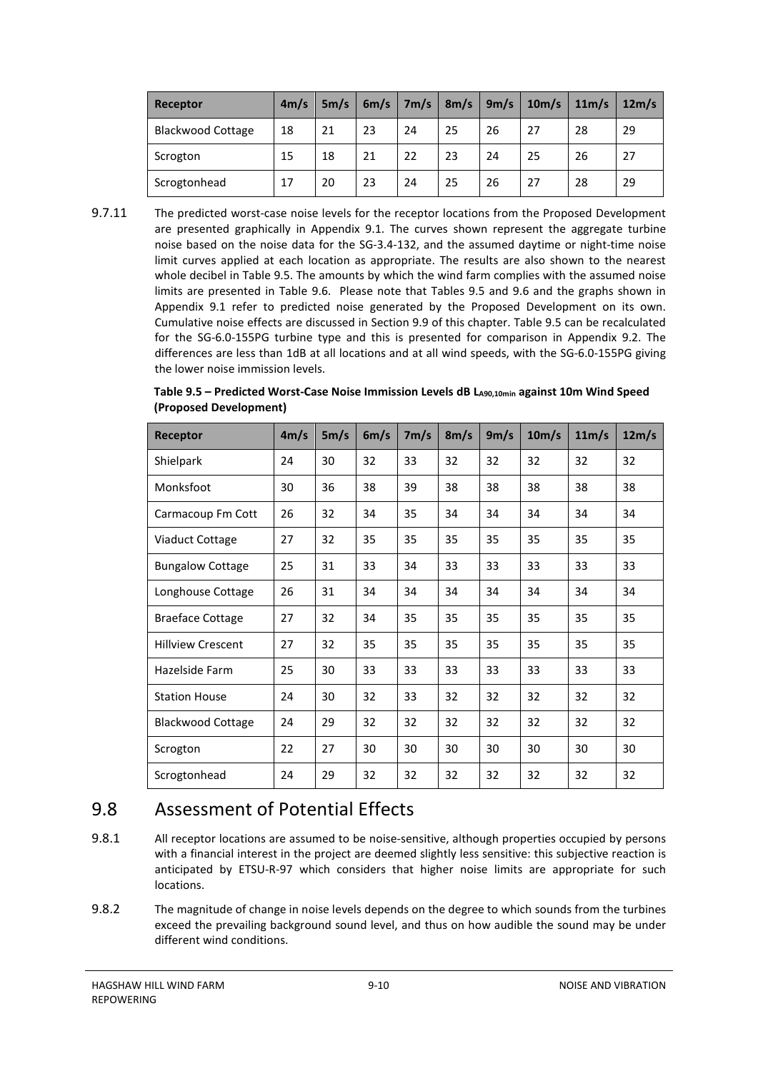| Receptor | 4m/s | 5m/s | 6m/s | 7m/s | 8m/s | 9m/s | 10m/s | 11m/s | 12m/s |
|---|---|---|---|---|---|---|---|---|---|
| Blackwood Cottage | 18 | 21 | 23 | 24 | 25 | 26 | 27 | 28 | 29 |
| Scrogton | 15 | 18 | 21 | 22 | 23 | 24 | 25 | 26 | 27 |
| Scrogtonhead | 17 | 20 | 23 | 24 | 25 | 26 | 27 | 28 | 29 |

9.7.11 The predicted worst-case noise levels for the receptor locations from the Proposed Development are presented graphically in Appendix 9.1. The curves shown represent the aggregate turbine noise based on the noise data for the SG-3.4-132, and the assumed daytime or night-time noise limit curves applied at each location as appropriate. The results are also shown to the nearest whole decibel in Table 9.5. The amounts by which the wind farm complies with the assumed noise limits are presented in Table 9.6. Please note that Tables 9.5 and 9.6 and the graphs shown in Appendix 9.1 refer to predicted noise generated by the Proposed Development on its own. Cumulative noise effects are discussed in Section 9.9 of this chapter. Table 9.5 can be recalculated for the SG-6.0-155PG turbine type and this is presented for comparison in Appendix 9.2. The differences are less than 1dB at all locations and at all wind speeds, with the SG-6.0-155PG giving the lower noise immission levels.

**Table 9.5 – Predicted Worst-Case Noise Immission Levels dB $L_{A90,10min}$ against 10m Wind Speed (Proposed Development)**

| Receptor | 4m/s | 5m/s | 6m/s | 7m/s | 8m/s | 9m/s | 10m/s | 11m/s | 12m/s |
|---|---|---|---|---|---|---|---|---|---|
| Shielpark | 24 | 30 | 32 | 33 | 32 | 32 | 32 | 32 | 32 |
| Monksfoot | 30 | 36 | 38 | 39 | 38 | 38 | 38 | 38 | 38 |
| Carmacoup Fm Cott | 26 | 32 | 34 | 35 | 34 | 34 | 34 | 34 | 34 |
| Viaduct Cottage | 27 | 32 | 35 | 35 | 35 | 35 | 35 | 35 | 35 |
| Bungalow Cottage | 25 | 31 | 33 | 34 | 33 | 33 | 33 | 33 | 33 |
| Longhouse Cottage | 26 | 31 | 34 | 34 | 34 | 34 | 34 | 34 | 34 |
| Braeface Cottage | 27 | 32 | 34 | 35 | 35 | 35 | 35 | 35 | 35 |
| Hillview Crescent | 27 | 32 | 35 | 35 | 35 | 35 | 35 | 35 | 35 |
| Hazelside Farm | 25 | 30 | 33 | 33 | 33 | 33 | 33 | 33 | 33 |
| Station House | 24 | 30 | 32 | 33 | 32 | 32 | 32 | 32 | 32 |
| Blackwood Cottage | 24 | 29 | 32 | 32 | 32 | 32 | 32 | 32 | 32 |
| Scrogton | 22 | 27 | 30 | 30 | 30 | 30 | 30 | 30 | 30 |
| Scrogtonhead | 24 | 29 | 32 | 32 | 32 | 32 | 32 | 32 | 32 |

## 9.8 Assessment of Potential Effects

9.8.1 All receptor locations are assumed to be noise-sensitive, although properties occupied by persons with a financial interest in the project are deemed slightly less sensitive: this subjective reaction is anticipated by ETSU-R-97 which considers that higher noise limits are appropriate for such locations.

9.8.2 The magnitude of change in noise levels depends on the degree to which sounds from the turbines exceed the prevailing background sound level, and thus on how audible the sound may be under different wind conditions.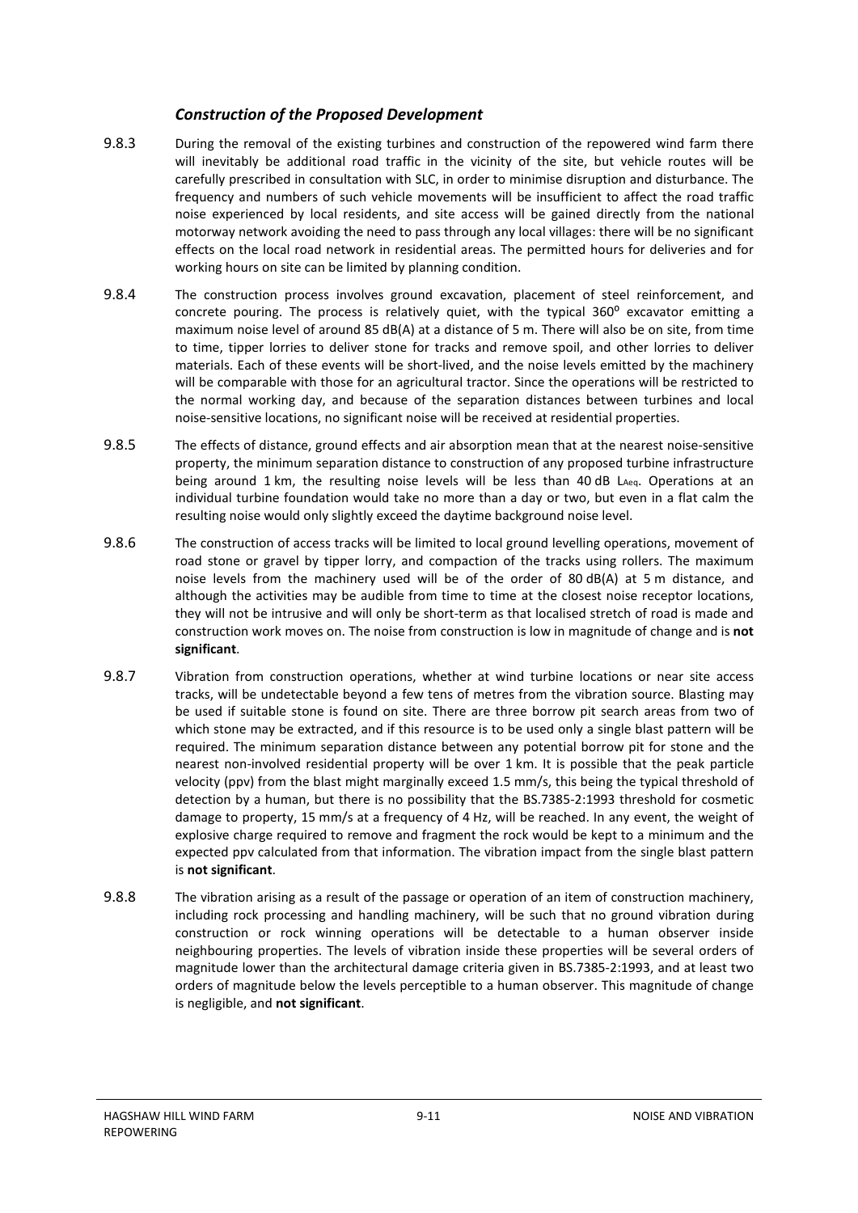### *Construction of the Proposed Development*

9.8.3 During the removal of the existing turbines and construction of the repowered wind farm there will inevitably be additional road traffic in the vicinity of the site, but vehicle routes will be carefully prescribed in consultation with SLC, in order to minimise disruption and disturbance. The frequency and numbers of such vehicle movements will be insufficient to affect the road traffic noise experienced by local residents, and site access will be gained directly from the national motorway network avoiding the need to pass through any local villages: there will be no significant effects on the local road network in residential areas. The permitted hours for deliveries and for working hours on site can be limited by planning condition.

9.8.4 The construction process involves ground excavation, placement of steel reinforcement, and concrete pouring. The process is relatively quiet, with the typical 360$^{0}$ excavator emitting a maximum noise level of around 85 dB(A) at a distance of 5 m. There will also be on site, from time to time, tipper lorries to deliver stone for tracks and remove spoil, and other lorries to deliver materials. Each of these events will be short-lived, and the noise levels emitted by the machinery will be comparable with those for an agricultural tractor. Since the operations will be restricted to the normal working day, and because of the separation distances between turbines and local noise-sensitive locations, no significant noise will be received at residential properties.

9.8.5 The effects of distance, ground effects and air absorption mean that at the nearest noise-sensitive property, the minimum separation distance to construction of any proposed turbine infrastructure being around 1 km, the resulting noise levels will be less than 40 dB $L_{Aeq}$. Operations at an individual turbine foundation would take no more than a day or two, but even in a flat calm the resulting noise would only slightly exceed the daytime background noise level.

9.8.6 The construction of access tracks will be limited to local ground levelling operations, movement of road stone or gravel by tipper lorry, and compaction of the tracks using rollers. The maximum noise levels from the machinery used will be of the order of 80 dB(A) at 5 m distance, and although the activities may be audible from time to time at the closest noise receptor locations, they will not be intrusive and will only be short-term as that localised stretch of road is made and construction work moves on. The noise from construction is low in magnitude of change and is **not significant**.

9.8.7 Vibration from construction operations, whether at wind turbine locations or near site access tracks, will be undetectable beyond a few tens of metres from the vibration source. Blasting may be used if suitable stone is found on site. There are three borrow pit search areas from two of which stone may be extracted, and if this resource is to be used only a single blast pattern will be required. The minimum separation distance between any potential borrow pit for stone and the nearest non-involved residential property will be over 1 km. It is possible that the peak particle velocity (ppv) from the blast might marginally exceed 1.5 mm/s, this being the typical threshold of detection by a human, but there is no possibility that the BS.7385-2:1993 threshold for cosmetic damage to property, 15 mm/s at a frequency of 4 Hz, will be reached. In any event, the weight of explosive charge required to remove and fragment the rock would be kept to a minimum and the expected ppv calculated from that information. The vibration impact from the single blast pattern is **not significant**.

9.8.8 The vibration arising as a result of the passage or operation of an item of construction machinery, including rock processing and handling machinery, will be such that no ground vibration during construction or rock winning operations will be detectable to a human observer inside neighbouring properties. The levels of vibration inside these properties will be several orders of magnitude lower than the architectural damage criteria given in BS.7385-2:1993, and at least two orders of magnitude below the levels perceptible to a human observer. This magnitude of change is negligible, and **not significant**.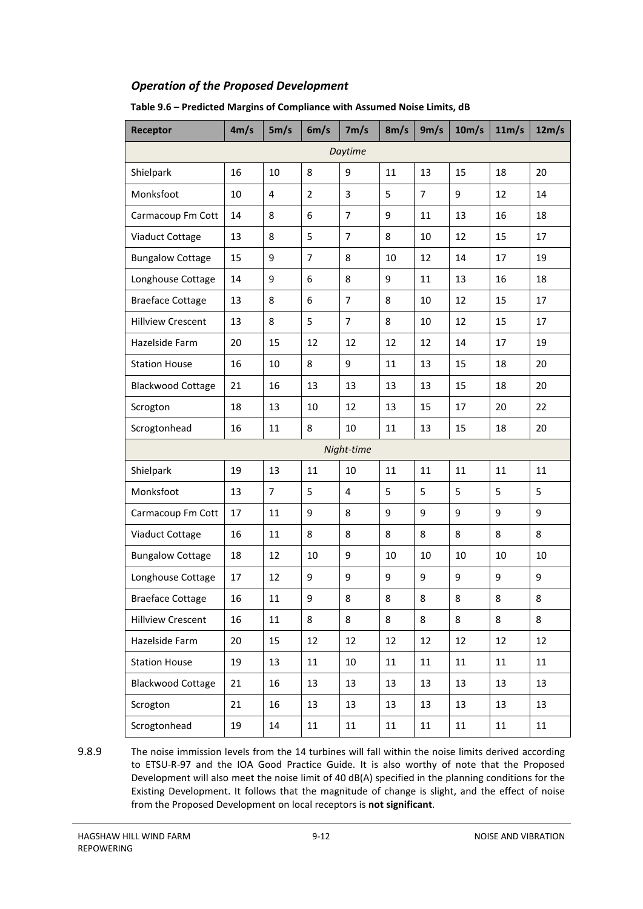### *Operation of the Proposed Development*

**Table 9.6 – Predicted Margins of Compliance with Assumed Noise Limits, dB**

| Receptor | 4m/s | 5m/s | 6m/s | 7m/s | 8m/s | 9m/s | 10m/s | 11m/s | 12m/s |
|---|---|---|---|---|---|---|---|---|---|
| *Daytime* | | | | | | | | | |
| Shielpark | 16 | 10 | 8 | 9 | 11 | 13 | 15 | 18 | 20 |
| Monksfoot | 10 | 4 | 2 | 3 | 5 | 7 | 9 | 12 | 14 |
| Carmacoup Fm Cott | 14 | 8 | 6 | 7 | 9 | 11 | 13 | 16 | 18 |
| Viaduct Cottage | 13 | 8 | 5 | 7 | 8 | 10 | 12 | 15 | 17 |
| Bungalow Cottage | 15 | 9 | 7 | 8 | 10 | 12 | 14 | 17 | 19 |
| Longhouse Cottage | 14 | 9 | 6 | 8 | 9 | 11 | 13 | 16 | 18 |
| Braeface Cottage | 13 | 8 | 6 | 7 | 8 | 10 | 12 | 15 | 17 |
| Hillview Crescent | 13 | 8 | 5 | 7 | 8 | 10 | 12 | 15 | 17 |
| Hazelside Farm | 20 | 15 | 12 | 12 | 12 | 12 | 14 | 17 | 19 |
| Station House | 16 | 10 | 8 | 9 | 11 | 13 | 15 | 18 | 20 |
| Blackwood Cottage | 21 | 16 | 13 | 13 | 13 | 13 | 15 | 18 | 20 |
| Scrogton | 18 | 13 | 10 | 12 | 13 | 15 | 17 | 20 | 22 |
| Scrogtonhead | 16 | 11 | 8 | 10 | 11 | 13 | 15 | 18 | 20 |
| *Night-time* | | | | | | | | | |
| Shielpark | 19 | 13 | 11 | 10 | 11 | 11 | 11 | 11 | 11 |
| Monksfoot | 13 | 7 | 5 | 4 | 5 | 5 | 5 | 5 | 5 |
| Carmacoup Fm Cott | 17 | 11 | 9 | 8 | 9 | 9 | 9 | 9 | 9 |
| Viaduct Cottage | 16 | 11 | 8 | 8 | 8 | 8 | 8 | 8 | 8 |
| Bungalow Cottage | 18 | 12 | 10 | 9 | 10 | 10 | 10 | 10 | 10 |
| Longhouse Cottage | 17 | 12 | 9 | 9 | 9 | 9 | 9 | 9 | 9 |
| Braeface Cottage | 16 | 11 | 9 | 8 | 8 | 8 | 8 | 8 | 8 |
| Hillview Crescent | 16 | 11 | 8 | 8 | 8 | 8 | 8 | 8 | 8 |
| Hazelside Farm | 20 | 15 | 12 | 12 | 12 | 12 | 12 | 12 | 12 |
| Station House | 19 | 13 | 11 | 10 | 11 | 11 | 11 | 11 | 11 |
| Blackwood Cottage | 21 | 16 | 13 | 13 | 13 | 13 | 13 | 13 | 13 |
| Scrogton | 21 | 16 | 13 | 13 | 13 | 13 | 13 | 13 | 13 |
| Scrogtonhead | 19 | 14 | 11 | 11 | 11 | 11 | 11 | 11 | 11 |

9.8.9 The noise immission levels from the 14 turbines will fall within the noise limits derived according to ETSU-R-97 and the IOA Good Practice Guide. It is also worthy of note that the Proposed Development will also meet the noise limit of 40 dB(A) specified in the planning conditions for the Existing Development. It follows that the magnitude of change is slight, and the effect of noise from the Proposed Development on local receptors is **not significant**.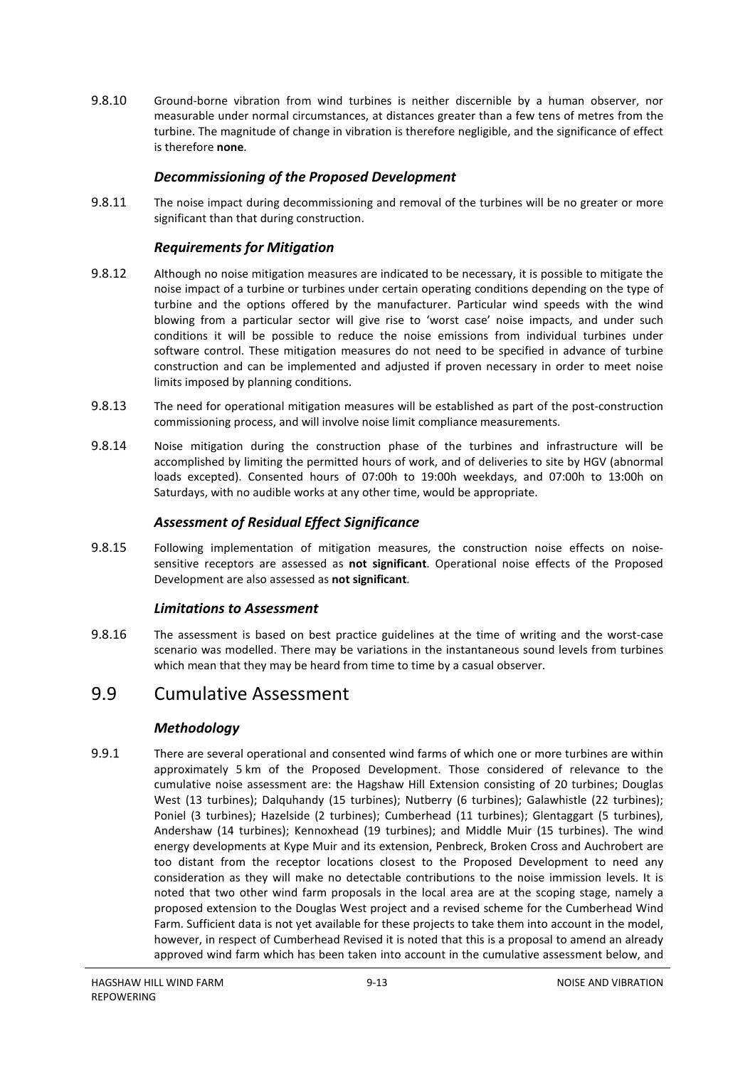9.8.10 Ground-borne vibration from wind turbines is neither discernible by a human observer, nor measurable under normal circumstances, at distances greater than a few tens of metres from the turbine. The magnitude of change in vibration is therefore negligible, and the significance of effect is therefore **none**.

### *Decommissioning of the Proposed Development*

9.8.11 The noise impact during decommissioning and removal of the turbines will be no greater or more significant than that during construction.

### *Requirements for Mitigation*

9.8.12 Although no noise mitigation measures are indicated to be necessary, it is possible to mitigate the noise impact of a turbine or turbines under certain operating conditions depending on the type of turbine and the options offered by the manufacturer. Particular wind speeds with the wind blowing from a particular sector will give rise to 'worst case' noise impacts, and under such conditions it will be possible to reduce the noise emissions from individual turbines under software control. These mitigation measures do not need to be specified in advance of turbine construction and can be implemented and adjusted if proven necessary in order to meet noise limits imposed by planning conditions.

9.8.13 The need for operational mitigation measures will be established as part of the post-construction commissioning process, and will involve noise limit compliance measurements.

9.8.14 Noise mitigation during the construction phase of the turbines and infrastructure will be accomplished by limiting the permitted hours of work, and of deliveries to site by HGV (abnormal loads excepted). Consented hours of 07:00h to 19:00h weekdays, and 07:00h to 13:00h on Saturdays, with no audible works at any other time, would be appropriate.

### *Assessment of Residual Effect Significance*

9.8.15 Following implementation of mitigation measures, the construction noise effects on noise-sensitive receptors are assessed as **not significant**. Operational noise effects of the Proposed Development are also assessed as **not significant**.

### *Limitations to Assessment*

9.8.16 The assessment is based on best practice guidelines at the time of writing and the worst-case scenario was modelled. There may be variations in the instantaneous sound levels from turbines which mean that they may be heard from time to time by a casual observer.

## 9.9 Cumulative Assessment

### *Methodology*

9.9.1 There are several operational and consented wind farms of which one or more turbines are within approximately 5 km of the Proposed Development. Those considered of relevance to the cumulative noise assessment are: the Hagshaw Hill Extension consisting of 20 turbines; Douglas West (13 turbines); Dalquhandy (15 turbines); Nutberry (6 turbines); Galawhistle (22 turbines); Poniel (3 turbines); Hazelside (2 turbines); Cumberhead (11 turbines); Glentaggart (5 turbines), Andershaw (14 turbines); Kennoxhead (19 turbines); and Middle Muir (15 turbines). The wind energy developments at Kype Muir and its extension, Penbreck, Broken Cross and Auchrobert are too distant from the receptor locations closest to the Proposed Development to need any consideration as they will make no detectable contributions to the noise immission levels. It is noted that two other wind farm proposals in the local area are at the scoping stage, namely a proposed extension to the Douglas West project and a revised scheme for the Cumberhead Wind Farm. Sufficient data is not yet available for these projects to take them into account in the model, however, in respect of Cumberhead Revised it is noted that this is a proposal to amend an already approved wind farm which has been taken into account in the cumulative assessment below, and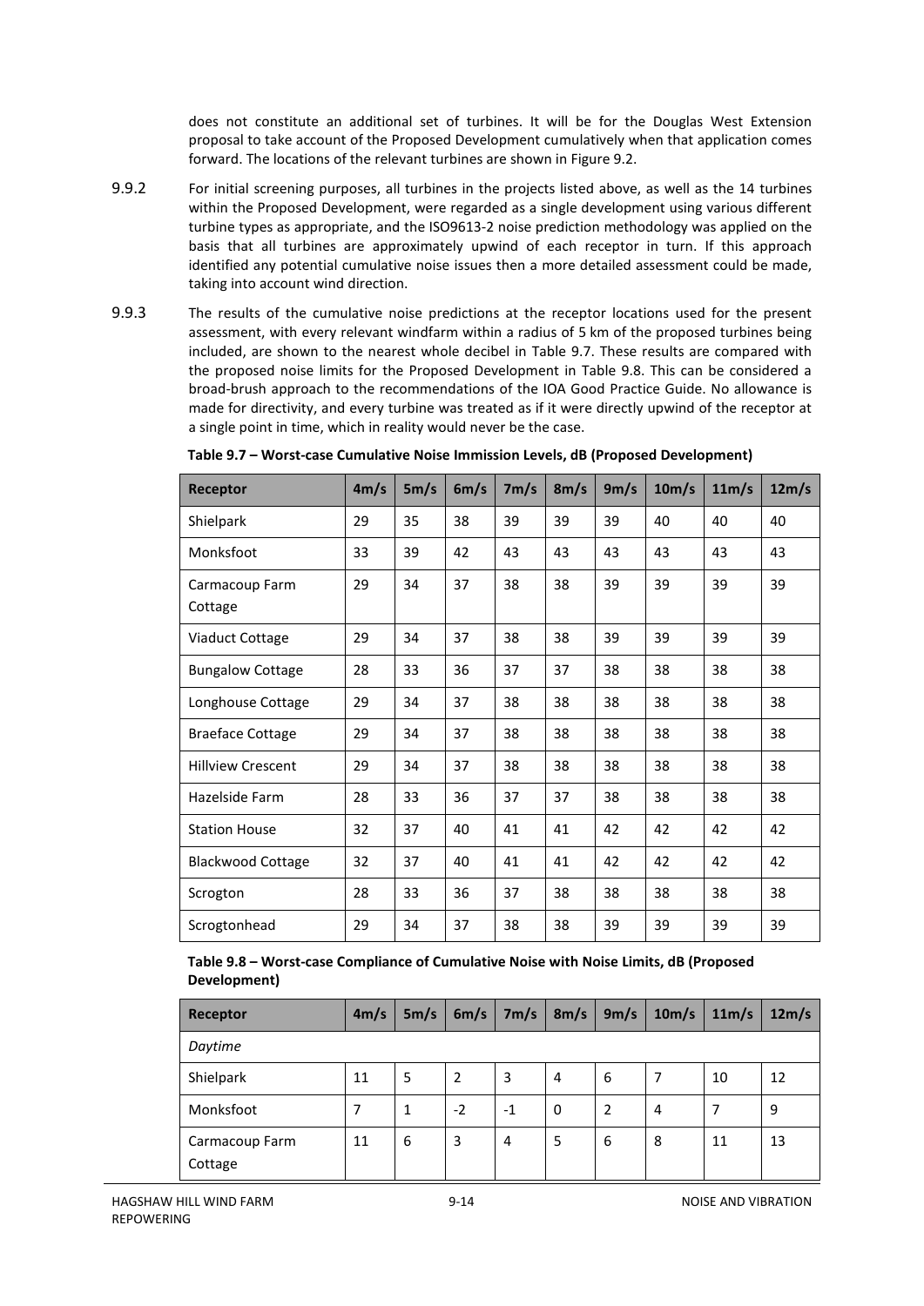does not constitute an additional set of turbines. It will be for the Douglas West Extension proposal to take account of the Proposed Development cumulatively when that application comes forward. The locations of the relevant turbines are shown in Figure 9.2.

9.9.2 For initial screening purposes, all turbines in the projects listed above, as well as the 14 turbines within the Proposed Development, were regarded as a single development using various different turbine types as appropriate, and the ISO9613-2 noise prediction methodology was applied on the basis that all turbines are approximately upwind of each receptor in turn. If this approach identified any potential cumulative noise issues then a more detailed assessment could be made, taking into account wind direction.

9.9.3 The results of the cumulative noise predictions at the receptor locations used for the present assessment, with every relevant windfarm within a radius of 5 km of the proposed turbines being included, are shown to the nearest whole decibel in Table 9.7. These results are compared with the proposed noise limits for the Proposed Development in Table 9.8. This can be considered a broad-brush approach to the recommendations of the IOA Good Practice Guide. No allowance is made for directivity, and every turbine was treated as if it were directly upwind of the receptor at a single point in time, which in reality would never be the case.

**Table 9.7 – Worst-case Cumulative Noise Immission Levels, dB (Proposed Development)**

| Receptor | 4m/s | 5m/s | 6m/s | 7m/s | 8m/s | 9m/s | 10m/s | 11m/s | 12m/s |
|---|---|---|---|---|---|---|---|---|---|
| Shielpark | 29 | 35 | 38 | 39 | 39 | 39 | 40 | 40 | 40 |
| Monksfoot | 33 | 39 | 42 | 43 | 43 | 43 | 43 | 43 | 43 |
| Carmacoup Farm Cottage | 29 | 34 | 37 | 38 | 38 | 39 | 39 | 39 | 39 |
| Viaduct Cottage | 29 | 34 | 37 | 38 | 38 | 39 | 39 | 39 | 39 |
| Bungalow Cottage | 28 | 33 | 36 | 37 | 37 | 38 | 38 | 38 | 38 |
| Longhouse Cottage | 29 | 34 | 37 | 38 | 38 | 38 | 38 | 38 | 38 |
| Braeface Cottage | 29 | 34 | 37 | 38 | 38 | 38 | 38 | 38 | 38 |
| Hillview Crescent | 29 | 34 | 37 | 38 | 38 | 38 | 38 | 38 | 38 |
| Hazelside Farm | 28 | 33 | 36 | 37 | 37 | 38 | 38 | 38 | 38 |
| Station House | 32 | 37 | 40 | 41 | 41 | 42 | 42 | 42 | 42 |
| Blackwood Cottage | 32 | 37 | 40 | 41 | 41 | 42 | 42 | 42 | 42 |
| Scrogton | 28 | 33 | 36 | 37 | 38 | 38 | 38 | 38 | 38 |
| Scrogtonhead | 29 | 34 | 37 | 38 | 38 | 39 | 39 | 39 | 39 |

**Table 9.8 – Worst-case Compliance of Cumulative Noise with Noise Limits, dB (Proposed Development)**

| Receptor | 4m/s | 5m/s | 6m/s | 7m/s | 8m/s | 9m/s | 10m/s | 11m/s | 12m/s |
|---|---|---|---|---|---|---|---|---|---|
| *Daytime* | | | | | | | | | |
| Shielpark | 11 | 5 | 2 | 3 | 4 | 6 | 7 | 10 | 12 |
| Monksfoot | 7 | 1 | -2 | -1 | 0 | 2 | 4 | 7 | 9 |
| Carmacoup Farm Cottage | 11 | 6 | 3 | 4 | 5 | 6 | 8 | 11 | 13 |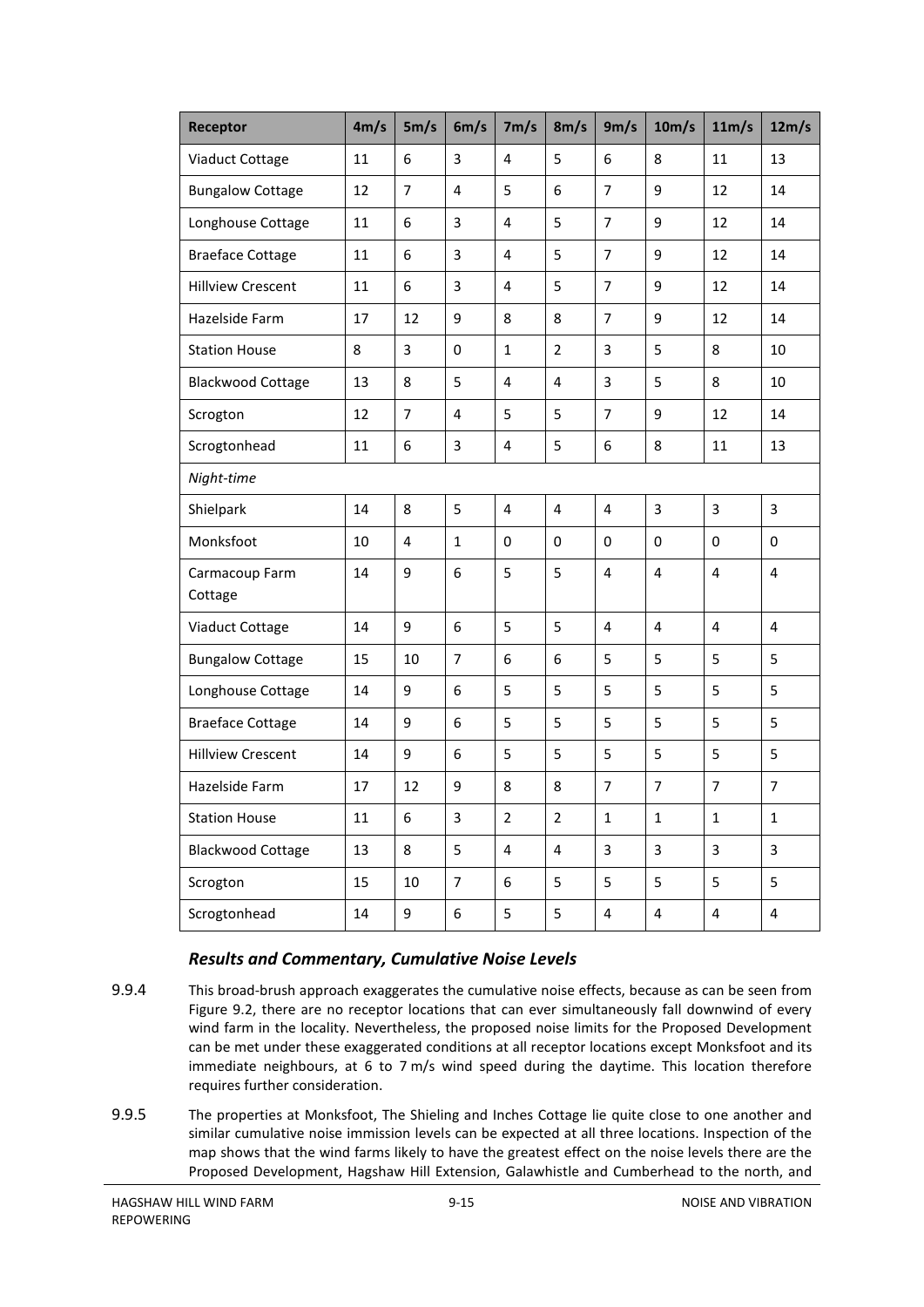| Receptor | 4m/s | 5m/s | 6m/s | 7m/s | 8m/s | 9m/s | 10m/s | 11m/s | 12m/s |
|---|---|---|---|---|---|---|---|---|---|
| Viaduct Cottage | 11 | 6 | 3 | 4 | 5 | 6 | 8 | 11 | 13 |
| Bungalow Cottage | 12 | 7 | 4 | 5 | 6 | 7 | 9 | 12 | 14 |
| Longhouse Cottage | 11 | 6 | 3 | 4 | 5 | 7 | 9 | 12 | 14 |
| Braeface Cottage | 11 | 6 | 3 | 4 | 5 | 7 | 9 | 12 | 14 |
| Hillview Crescent | 11 | 6 | 3 | 4 | 5 | 7 | 9 | 12 | 14 |
| Hazelside Farm | 17 | 12 | 9 | 8 | 8 | 7 | 9 | 12 | 14 |
| Station House | 8 | 3 | 0 | 1 | 2 | 3 | 5 | 8 | 10 |
| Blackwood Cottage | 13 | 8 | 5 | 4 | 4 | 3 | 5 | 8 | 10 |
| Scrogton | 12 | 7 | 4 | 5 | 5 | 7 | 9 | 12 | 14 |
| Scrogtonhead | 11 | 6 | 3 | 4 | 5 | 6 | 8 | 11 | 13 |
| *Night-time* | | | | | | | | | |
| Shielpark | 14 | 8 | 5 | 4 | 4 | 4 | 3 | 3 | 3 |
| Monksfoot | 10 | 4 | 1 | 0 | 0 | 0 | 0 | 0 | 0 |
| Carmacoup Farm Cottage | 14 | 9 | 6 | 5 | 5 | 4 | 4 | 4 | 4 |
| Viaduct Cottage | 14 | 9 | 6 | 5 | 5 | 4 | 4 | 4 | 4 |
| Bungalow Cottage | 15 | 10 | 7 | 6 | 6 | 5 | 5 | 5 | 5 |
| Longhouse Cottage | 14 | 9 | 6 | 5 | 5 | 5 | 5 | 5 | 5 |
| Braeface Cottage | 14 | 9 | 6 | 5 | 5 | 5 | 5 | 5 | 5 |
| Hillview Crescent | 14 | 9 | 6 | 5 | 5 | 5 | 5 | 5 | 5 |
| Hazelside Farm | 17 | 12 | 9 | 8 | 8 | 7 | 7 | 7 | 7 |
| Station House | 11 | 6 | 3 | 2 | 2 | 1 | 1 | 1 | 1 |
| Blackwood Cottage | 13 | 8 | 5 | 4 | 4 | 3 | 3 | 3 | 3 |
| Scrogton | 15 | 10 | 7 | 6 | 5 | 5 | 5 | 5 | 5 |
| Scrogtonhead | 14 | 9 | 6 | 5 | 5 | 4 | 4 | 4 | 4 |

### *Results and Commentary, Cumulative Noise Levels*

9.9.4 This broad-brush approach exaggerates the cumulative noise effects, because as can be seen from Figure 9.2, there are no receptor locations that can ever simultaneously fall downwind of every wind farm in the locality. Nevertheless, the proposed noise limits for the Proposed Development can be met under these exaggerated conditions at all receptor locations except Monksfoot and its immediate neighbours, at 6 to 7 m/s wind speed during the daytime. This location therefore requires further consideration.

9.9.5 The properties at Monksfoot, The Shieling and Inches Cottage lie quite close to one another and similar cumulative noise immission levels can be expected at all three locations. Inspection of the map shows that the wind farms likely to have the greatest effect on the noise levels there are the Proposed Development, Hagshaw Hill Extension, Galawhistle and Cumberhead to the north, and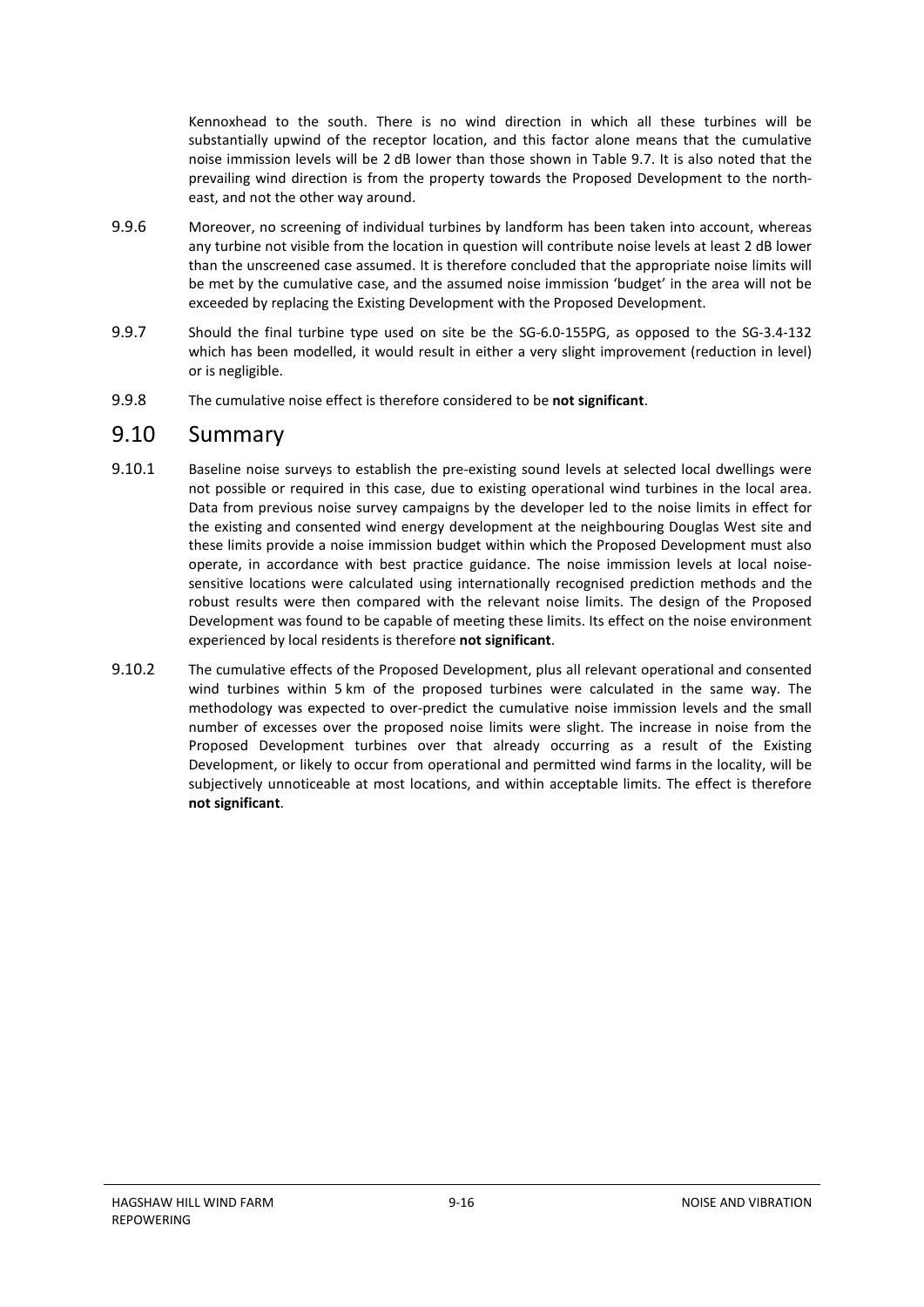Kennoxhead to the south. There is no wind direction in which all these turbines will be substantially upwind of the receptor location, and this factor alone means that the cumulative noise immission levels will be 2 dB lower than those shown in Table 9.7. It is also noted that the prevailing wind direction is from the property towards the Proposed Development to the north-east, and not the other way around.

9.9.6 Moreover, no screening of individual turbines by landform has been taken into account, whereas any turbine not visible from the location in question will contribute noise levels at least 2 dB lower than the unscreened case assumed. It is therefore concluded that the appropriate noise limits will be met by the cumulative case, and the assumed noise immission 'budget' in the area will not be exceeded by replacing the Existing Development with the Proposed Development.

9.9.7 Should the final turbine type used on site be the SG-6.0-155PG, as opposed to the SG-3.4-132 which has been modelled, it would result in either a very slight improvement (reduction in level) or is negligible.

9.9.8 The cumulative noise effect is therefore considered to be **not significant**.

## 9.10 Summary

9.10.1 Baseline noise surveys to establish the pre-existing sound levels at selected local dwellings were not possible or required in this case, due to existing operational wind turbines in the local area. Data from previous noise survey campaigns by the developer led to the noise limits in effect for the existing and consented wind energy development at the neighbouring Douglas West site and these limits provide a noise immission budget within which the Proposed Development must also operate, in accordance with best practice guidance. The noise immission levels at local noise-sensitive locations were calculated using internationally recognised prediction methods and the robust results were then compared with the relevant noise limits. The design of the Proposed Development was found to be capable of meeting these limits. Its effect on the noise environment experienced by local residents is therefore **not significant**.

9.10.2 The cumulative effects of the Proposed Development, plus all relevant operational and consented wind turbines within 5 km of the proposed turbines were calculated in the same way. The methodology was expected to over-predict the cumulative noise immission levels and the small number of excesses over the proposed noise limits were slight. The increase in noise from the Proposed Development turbines over that already occurring as a result of the Existing Development, or likely to occur from operational and permitted wind farms in the locality, will be subjectively unnoticeable at most locations, and within acceptable limits. The effect is therefore **not significant**.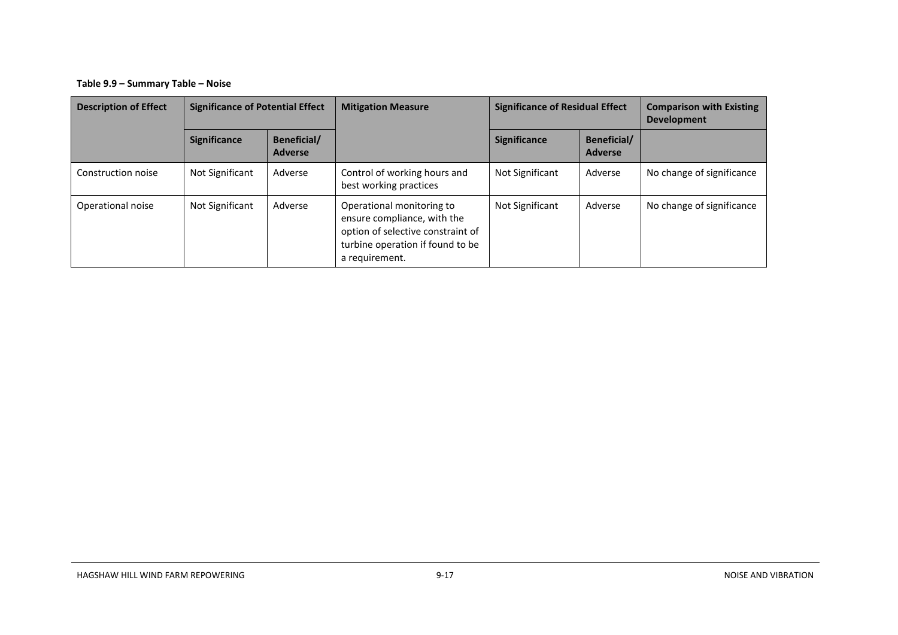**Table 9.9 – Summary Table – Noise**

| Description of Effect | Significance of Potential Effect | | Mitigation Measure | Significance of Residual Effect | | Comparison with Existing Development |
|---|---|---|---|---|---|---|
| | Significance | Beneficial/ Adverse | | Significance | Beneficial/ Adverse | |
| Construction noise | Not Significant | Adverse | Control of working hours and best working practices | Not Significant | Adverse | No change of significance |
| Operational noise | Not Significant | Adverse | Operational monitoring to ensure compliance, with the option of selective constraint of turbine operation if found to be a requirement. | Not Significant | Adverse | No change of significance |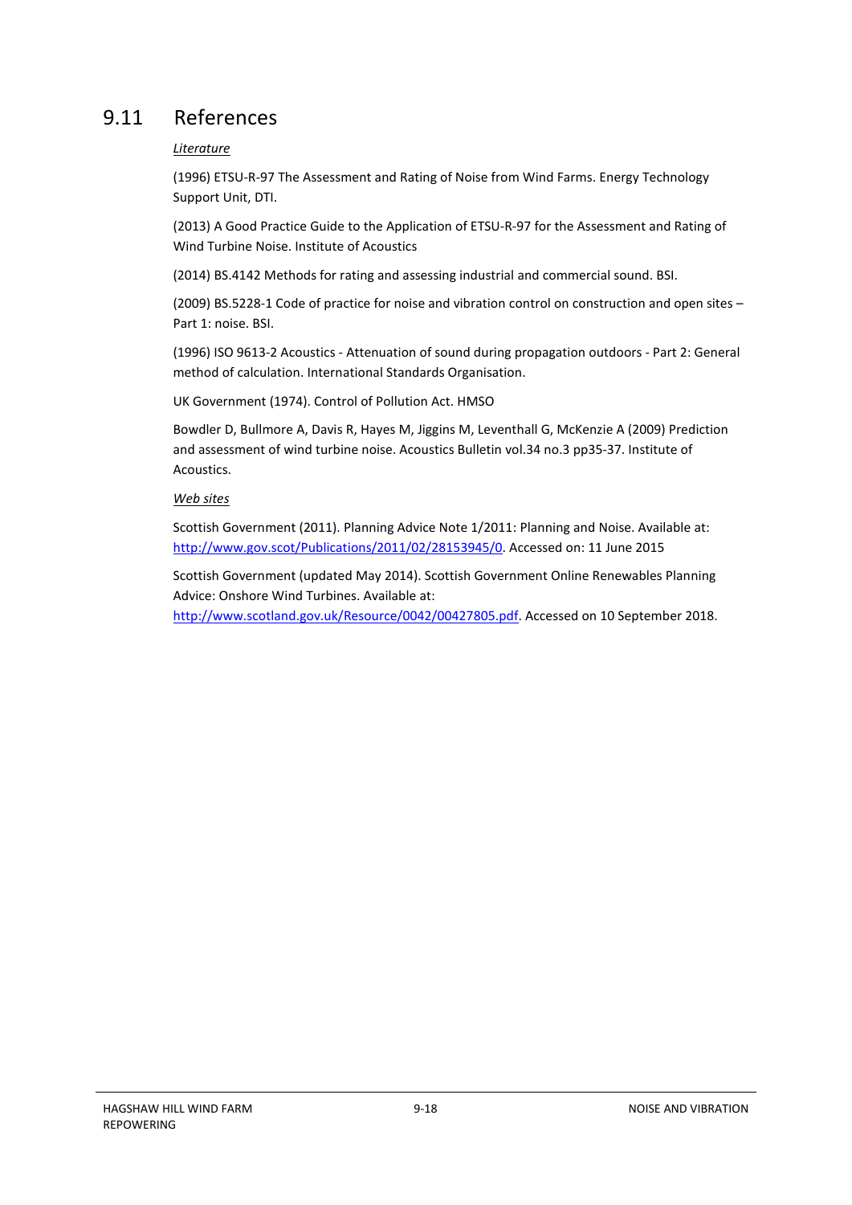## 9.11 References

*Literature*

(1996) ETSU-R-97 The Assessment and Rating of Noise from Wind Farms. Energy Technology Support Unit, DTI.

(2013) A Good Practice Guide to the Application of ETSU-R-97 for the Assessment and Rating of Wind Turbine Noise. Institute of Acoustics

(2014) BS.4142 Methods for rating and assessing industrial and commercial sound. BSI.

(2009) BS.5228-1 Code of practice for noise and vibration control on construction and open sites – Part 1: noise. BSI.

(1996) ISO 9613-2 Acoustics - Attenuation of sound during propagation outdoors - Part 2: General method of calculation. International Standards Organisation.

UK Government (1974). Control of Pollution Act. HMSO

Bowdler D, Bullmore A, Davis R, Hayes M, Jiggins M, Leventhall G, McKenzie A (2009) Prediction and assessment of wind turbine noise. Acoustics Bulletin vol.34 no.3 pp35-37. Institute of Acoustics.

*Web sites*

Scottish Government (2011). Planning Advice Note 1/2011: Planning and Noise. Available at: http://www.gov.scot/Publications/2011/02/28153945/0. Accessed on: 11 June 2015

Scottish Government (updated May 2014). Scottish Government Online Renewables Planning Advice: Onshore Wind Turbines. Available at: http://www.scotland.gov.uk/Resource/0042/00427805.pdf. Accessed on 10 September 2018.